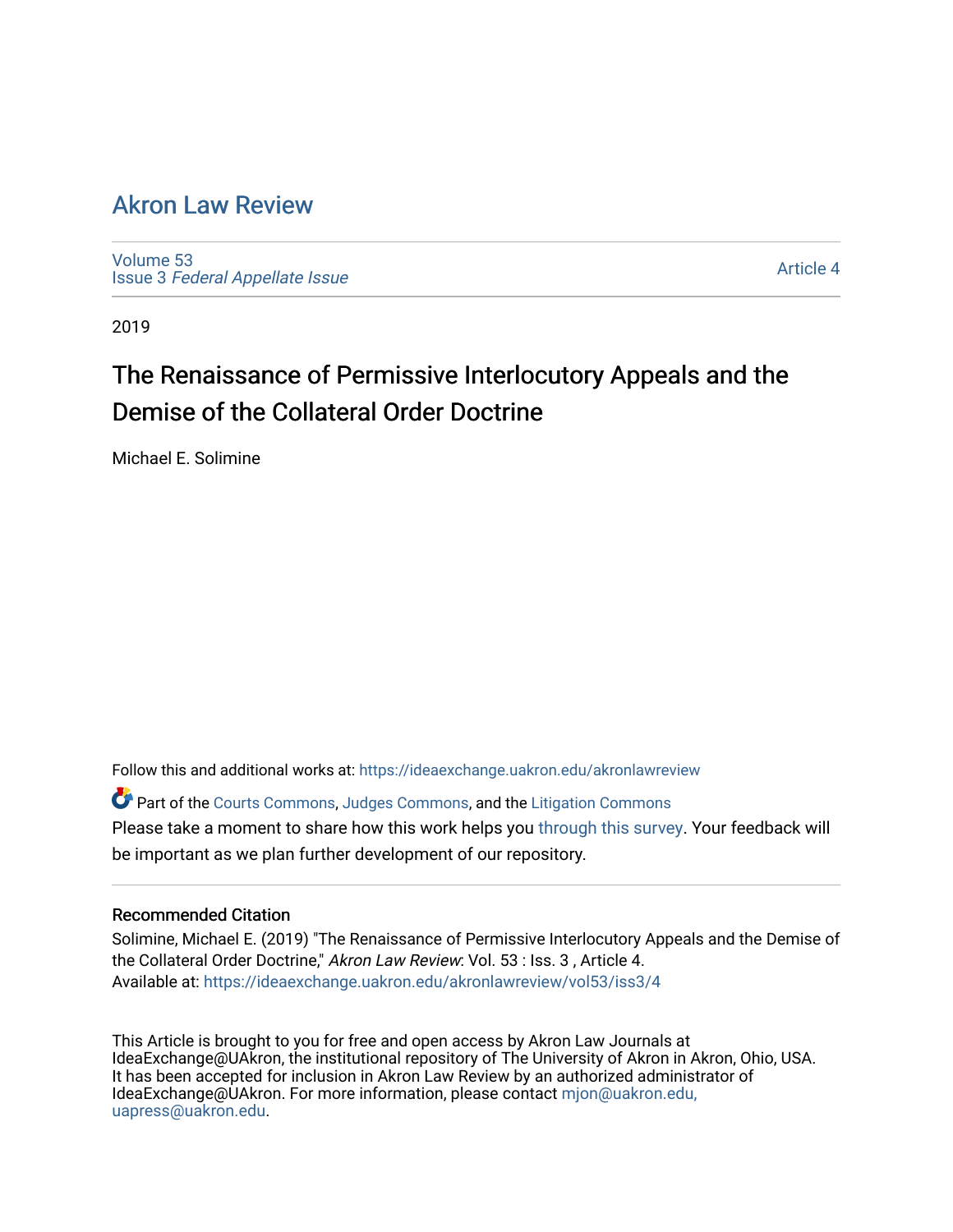# Akron Law Review

Volume 53
Issue 3 *Federal Appellate Issue*

Article 4

2019

## The Renaissance of Permissive Interlocutory Appeals and the Demise of the Collateral Order Doctrine

Michael E. Solimine

Follow this and additional works at: https://ideaexchange.uakron.edu/akronlawreview

Part of the Courts Commons, Judges Commons, and the Litigation Commons

Please take a moment to share how this work helps you through this survey. Your feedback will be important as we plan further development of our repository.

### Recommended Citation

Solimine, Michael E. (2019) "The Renaissance of Permissive Interlocutory Appeals and the Demise of the Collateral Order Doctrine," *Akron Law Review*: Vol. 53 : Iss. 3 , Article 4.
Available at: https://ideaexchange.uakron.edu/akronlawreview/vol53/iss3/4

This Article is brought to you for free and open access by Akron Law Journals at IdeaExchange@UAkron, the institutional repository of The University of Akron in Akron, Ohio, USA. It has been accepted for inclusion in Akron Law Review by an authorized administrator of IdeaExchange@UAkron. For more information, please contact mjon@uakron.edu, uapress@uakron.edu.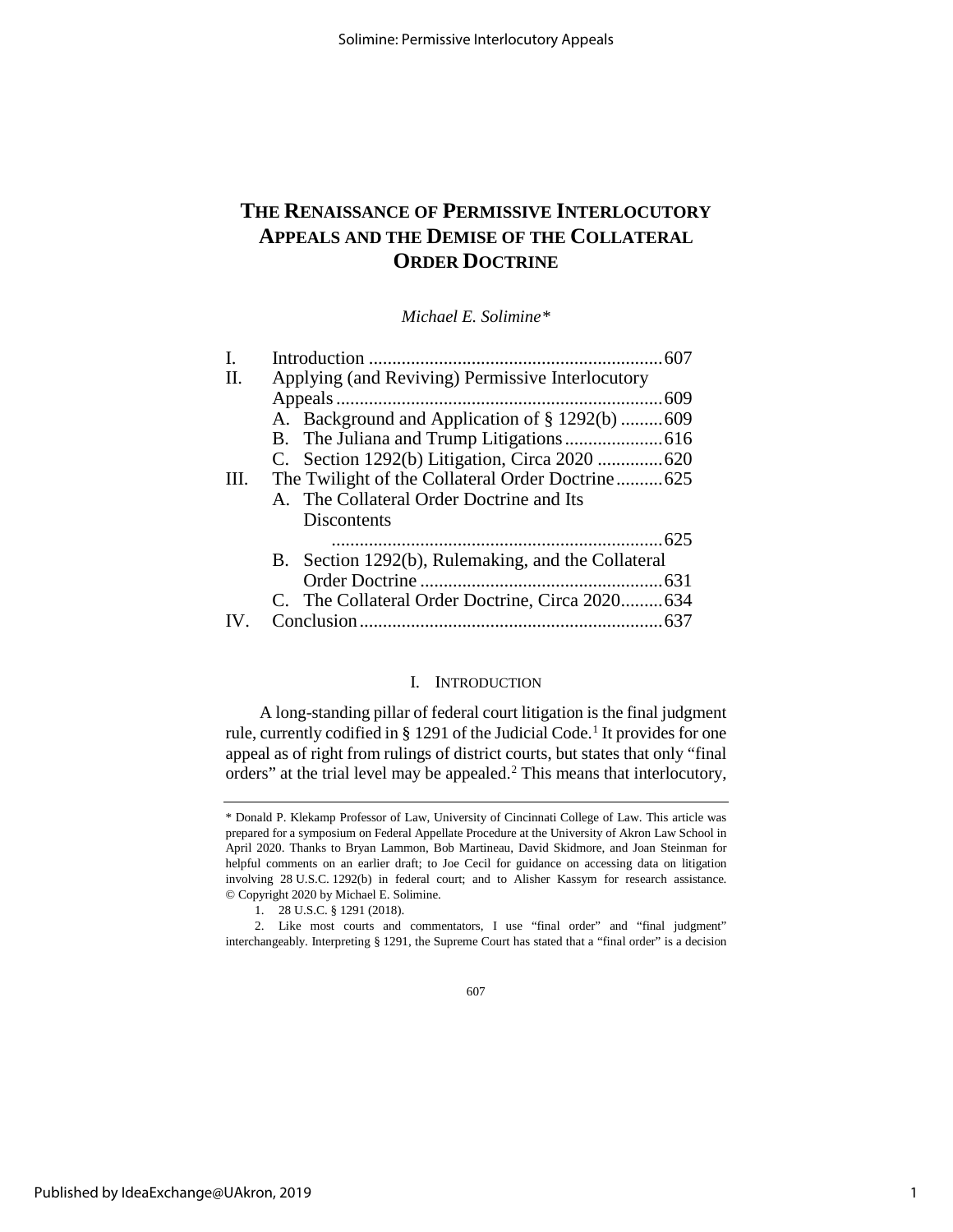# THE RENAISSANCE OF PERMISSIVE INTERLOCUTORY APPEALS AND THE DEMISE OF THE COLLATERAL ORDER DOCTRINE

*Michael E. Solimine\**

| | | |
|---|---|---|
| I. | Introduction | 607 |
| II. | Applying (and Reviving) Permissive Interlocutory Appeals | 609 |
| | A. Background and Application of § 1292(b) | 609 |
| | B. The Juliana and Trump Litigations | 616 |
| | C. Section 1292(b) Litigation, Circa 2020 | 620 |
| III. | The Twilight of the Collateral Order Doctrine | 625 |
| | A. The Collateral Order Doctrine and Its Discontents | 625 |
| | B. Section 1292(b), Rulemaking, and the Collateral Order Doctrine | 631 |
| | C. The Collateral Order Doctrine, Circa 2020 | 634 |
| IV. | Conclusion | 637 |

## I. INTRODUCTION

A long-standing pillar of federal court litigation is the final judgment rule, currently codified in § 1291 of the Judicial Code.[1] It provides for one appeal as of right from rulings of district courts, but states that only "final orders" at the trial level may be appealed.[2] This means that interlocutory,

---

\* Donald P. Klekamp Professor of Law, University of Cincinnati College of Law. This article was prepared for a symposium on Federal Appellate Procedure at the University of Akron Law School in April 2020. Thanks to Bryan Lammon, Bob Martineau, David Skidmore, and Joan Steinman for helpful comments on an earlier draft; to Joe Cecil for guidance on accessing data on litigation involving 28 U.S.C. 1292(b) in federal court; and to Alisher Kassym for research assistance. © Copyright 2020 by Michael E. Solimine.

1. 28 U.S.C. § 1291 (2018).

2. Like most courts and commentators, I use "final order" and "final judgment" interchangeably. Interpreting § 1291, the Supreme Court has stated that a "final order" is a decision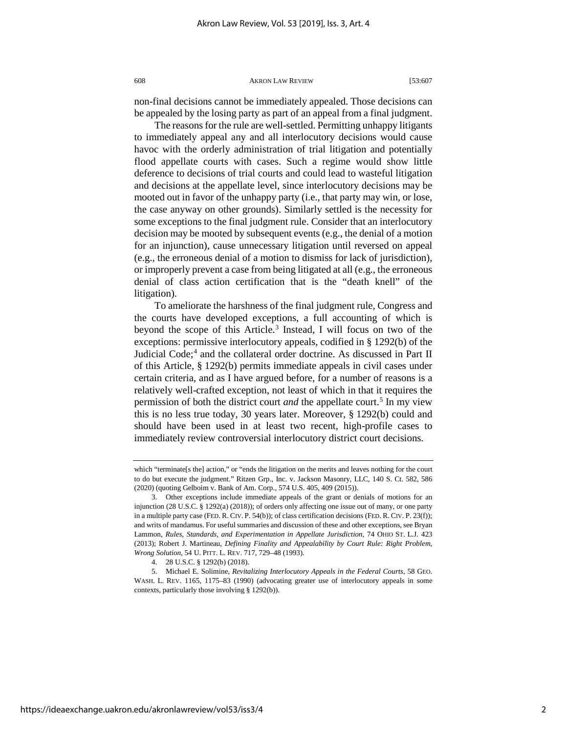non-final decisions cannot be immediately appealed. Those decisions can be appealed by the losing party as part of an appeal from a final judgment.

The reasons for the rule are well-settled. Permitting unhappy litigants to immediately appeal any and all interlocutory decisions would cause havoc with the orderly administration of trial litigation and potentially flood appellate courts with cases. Such a regime would show little deference to decisions of trial courts and could lead to wasteful litigation and decisions at the appellate level, since interlocutory decisions may be mooted out in favor of the unhappy party (i.e., that party may win, or lose, the case anyway on other grounds). Similarly settled is the necessity for some exceptions to the final judgment rule. Consider that an interlocutory decision may be mooted by subsequent events (e.g., the denial of a motion for an injunction), cause unnecessary litigation until reversed on appeal (e.g., the erroneous denial of a motion to dismiss for lack of jurisdiction), or improperly prevent a case from being litigated at all (e.g., the erroneous denial of class action certification that is the "death knell" of the litigation).

To ameliorate the harshness of the final judgment rule, Congress and the courts have developed exceptions, a full accounting of which is beyond the scope of this Article.[3] Instead, I will focus on two of the exceptions: permissive interlocutory appeals, codified in § 1292(b) of the Judicial Code;[4] and the collateral order doctrine. As discussed in Part II of this Article, § 1292(b) permits immediate appeals in civil cases under certain criteria, and as I have argued before, for a number of reasons is a relatively well-crafted exception, not least of which in that it requires the permission of both the district court *and* the appellate court.[5] In my view this is no less true today, 30 years later. Moreover, § 1292(b) could and should have been used in at least two recent, high-profile cases to immediately review controversial interlocutory district court decisions.

---

which "terminate[s the] action," or "ends the litigation on the merits and leaves nothing for the court to do but execute the judgment." Ritzen Grp., Inc. v. Jackson Masonry, LLC, 140 S. Ct. 582, 586 (2020) (quoting Gelboim v. Bank of Am. Corp., 574 U.S. 405, 409 (2015)).

3. Other exceptions include immediate appeals of the grant or denials of motions for an injunction (28 U.S.C. § 1292(a) (2018)); of orders only affecting one issue out of many, or one party in a multiple party case (FED. R. CIV. P. 54(b)); of class certification decisions (FED. R. CIV. P. 23(f)); and writs of mandamus. For useful summaries and discussion of these and other exceptions, see Bryan Lammon, *Rules, Standards, and Experimentation in Appellate Jurisdiction*, 74 OHIO ST. L.J. 423 (2013); Robert J. Martineau, *Defining Finality and Appealability by Court Rule: Right Problem, Wrong Solution*, 54 U. PITT. L. REV. 717, 729–48 (1993).

4. 28 U.S.C. § 1292(b) (2018).

5. Michael E. Solimine, *Revitalizing Interlocutory Appeals in the Federal Courts*, 58 GEO. WASH. L. REV. 1165, 1175–83 (1990) (advocating greater use of interlocutory appeals in some contexts, particularly those involving § 1292(b)).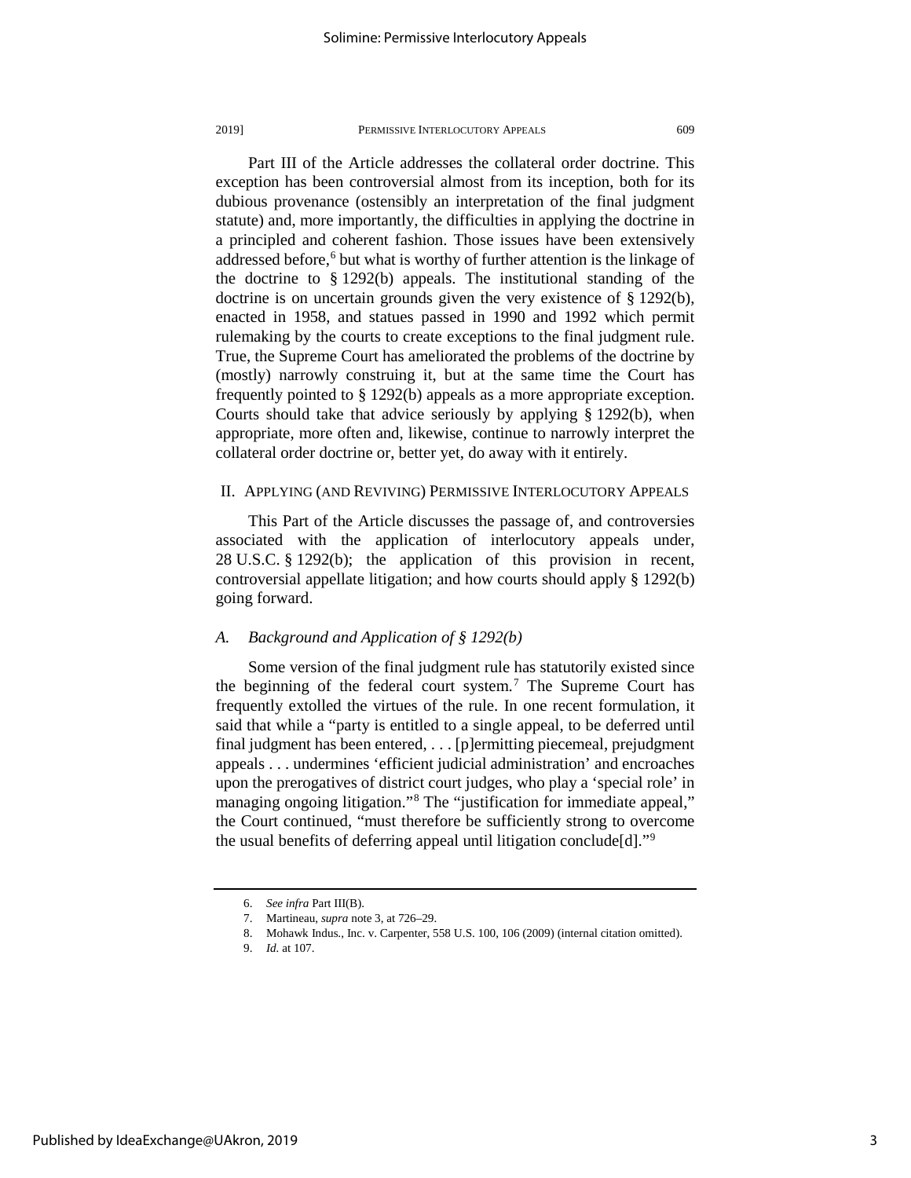Part III of the Article addresses the collateral order doctrine. This exception has been controversial almost from its inception, both for its dubious provenance (ostensibly an interpretation of the final judgment statute) and, more importantly, the difficulties in applying the doctrine in a principled and coherent fashion. Those issues have been extensively addressed before,[6] but what is worthy of further attention is the linkage of the doctrine to § 1292(b) appeals. The institutional standing of the doctrine is on uncertain grounds given the very existence of § 1292(b), enacted in 1958, and statues passed in 1990 and 1992 which permit rulemaking by the courts to create exceptions to the final judgment rule. True, the Supreme Court has ameliorated the problems of the doctrine by (mostly) narrowly construing it, but at the same time the Court has frequently pointed to § 1292(b) appeals as a more appropriate exception. Courts should take that advice seriously by applying § 1292(b), when appropriate, more often and, likewise, continue to narrowly interpret the collateral order doctrine or, better yet, do away with it entirely.

## II. Applying (and Reviving) Permissive Interlocutory Appeals

This Part of the Article discusses the passage of, and controversies associated with the application of interlocutory appeals under, 28 U.S.C. § 1292(b); the application of this provision in recent, controversial appellate litigation; and how courts should apply § 1292(b) going forward.

### *A. Background and Application of § 1292(b)*

Some version of the final judgment rule has statutorily existed since the beginning of the federal court system.[7] The Supreme Court has frequently extolled the virtues of the rule. In one recent formulation, it said that while a "party is entitled to a single appeal, to be deferred until final judgment has been entered, . . . [p]ermitting piecemeal, prejudgment appeals . . . undermines 'efficient judicial administration' and encroaches upon the prerogatives of district court judges, who play a 'special role' in managing ongoing litigation."[8] The "justification for immediate appeal," the Court continued, "must therefore be sufficiently strong to overcome the usual benefits of deferring appeal until litigation conclude[d]."[9]

---

6. *See infra* Part III(B).

7. Martineau, *supra* note 3, at 726–29.

8. Mohawk Indus., Inc. v. Carpenter, 558 U.S. 100, 106 (2009) (internal citation omitted).

9. *Id.* at 107.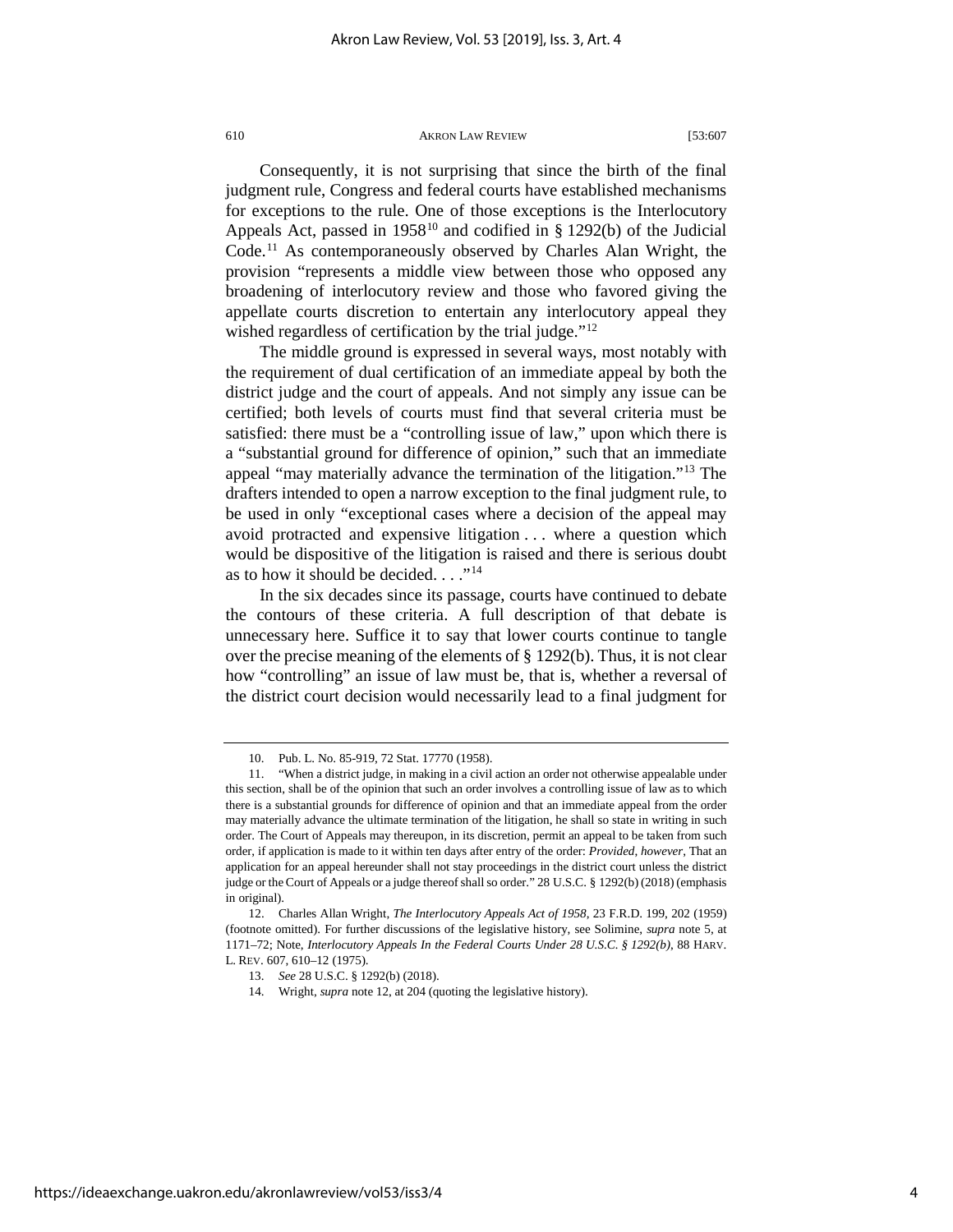Consequently, it is not surprising that since the birth of the final judgment rule, Congress and federal courts have established mechanisms for exceptions to the rule. One of those exceptions is the Interlocutory Appeals Act, passed in 1958[10] and codified in § 1292(b) of the Judicial Code.[11] As contemporaneously observed by Charles Alan Wright, the provision "represents a middle view between those who opposed any broadening of interlocutory review and those who favored giving the appellate courts discretion to entertain any interlocutory appeal they wished regardless of certification by the trial judge."[12]

The middle ground is expressed in several ways, most notably with the requirement of dual certification of an immediate appeal by both the district judge and the court of appeals. And not simply any issue can be certified; both levels of courts must find that several criteria must be satisfied: there must be a "controlling issue of law," upon which there is a "substantial ground for difference of opinion," such that an immediate appeal "may materially advance the termination of the litigation."[13] The drafters intended to open a narrow exception to the final judgment rule, to be used in only "exceptional cases where a decision of the appeal may avoid protracted and expensive litigation . . . where a question which would be dispositive of the litigation is raised and there is serious doubt as to how it should be decided. . . ."[14]

In the six decades since its passage, courts have continued to debate the contours of these criteria. A full description of that debate is unnecessary here. Suffice it to say that lower courts continue to tangle over the precise meaning of the elements of § 1292(b). Thus, it is not clear how "controlling" an issue of law must be, that is, whether a reversal of the district court decision would necessarily lead to a final judgment for

---

10. Pub. L. No. 85-919, 72 Stat. 17770 (1958).

11. "When a district judge, in making in a civil action an order not otherwise appealable under this section, shall be of the opinion that such an order involves a controlling issue of law as to which there is a substantial grounds for difference of opinion and that an immediate appeal from the order may materially advance the ultimate termination of the litigation, he shall so state in writing in such order. The Court of Appeals may thereupon, in its discretion, permit an appeal to be taken from such order, if application is made to it within ten days after entry of the order: *Provided, however*, That an application for an appeal hereunder shall not stay proceedings in the district court unless the district judge or the Court of Appeals or a judge thereof shall so order." 28 U.S.C. § 1292(b) (2018) (emphasis in original).

12. Charles Allan Wright, *The Interlocutory Appeals Act of 1958*, 23 F.R.D. 199, 202 (1959) (footnote omitted). For further discussions of the legislative history, see Solimine, *supra* note 5, at 1171–72; Note, *Interlocutory Appeals In the Federal Courts Under 28 U.S.C. § 1292(b)*, 88 HARV. L. REV. 607, 610–12 (1975).

13. *See* 28 U.S.C. § 1292(b) (2018).

14. Wright, *supra* note 12, at 204 (quoting the legislative history).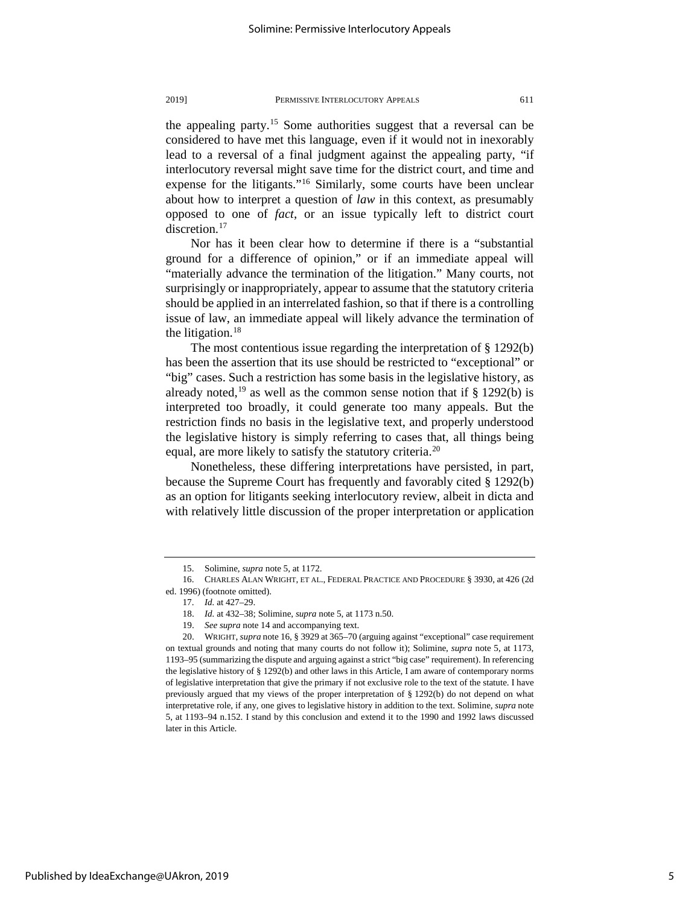the appealing party.[15] Some authorities suggest that a reversal can be considered to have met this language, even if it would not in inexorably lead to a reversal of a final judgment against the appealing party, "if interlocutory reversal might save time for the district court, and time and expense for the litigants."[16] Similarly, some courts have been unclear about how to interpret a question of *law* in this context, as presumably opposed to one of *fact*, or an issue typically left to district court discretion.[17]

Nor has it been clear how to determine if there is a "substantial ground for a difference of opinion," or if an immediate appeal will "materially advance the termination of the litigation." Many courts, not surprisingly or inappropriately, appear to assume that the statutory criteria should be applied in an interrelated fashion, so that if there is a controlling issue of law, an immediate appeal will likely advance the termination of the litigation.[18]

The most contentious issue regarding the interpretation of § 1292(b) has been the assertion that its use should be restricted to "exceptional" or "big" cases. Such a restriction has some basis in the legislative history, as already noted,[19] as well as the common sense notion that if § 1292(b) is interpreted too broadly, it could generate too many appeals. But the restriction finds no basis in the legislative text, and properly understood the legislative history is simply referring to cases that, all things being equal, are more likely to satisfy the statutory criteria.[20]

Nonetheless, these differing interpretations have persisted, in part, because the Supreme Court has frequently and favorably cited § 1292(b) as an option for litigants seeking interlocutory review, albeit in dicta and with relatively little discussion of the proper interpretation or application

---

15. Solimine, *supra* note 5, at 1172.

16. CHARLES ALAN WRIGHT, ET AL., FEDERAL PRACTICE AND PROCEDURE § 3930, at 426 (2d ed. 1996) (footnote omitted).

17. *Id.* at 427–29.

18. *Id.* at 432–38; Solimine, *supra* note 5, at 1173 n.50.

19. *See supra* note 14 and accompanying text.

20. WRIGHT, *supra* note 16, § 3929 at 365–70 (arguing against "exceptional" case requirement on textual grounds and noting that many courts do not follow it); Solimine, *supra* note 5, at 1173, 1193–95 (summarizing the dispute and arguing against a strict "big case" requirement). In referencing the legislative history of § 1292(b) and other laws in this Article, I am aware of contemporary norms of legislative interpretation that give the primary if not exclusive role to the text of the statute. I have previously argued that my views of the proper interpretation of § 1292(b) do not depend on what interpretative role, if any, one gives to legislative history in addition to the text. Solimine, *supra* note 5, at 1193–94 n.152. I stand by this conclusion and extend it to the 1990 and 1992 laws discussed later in this Article.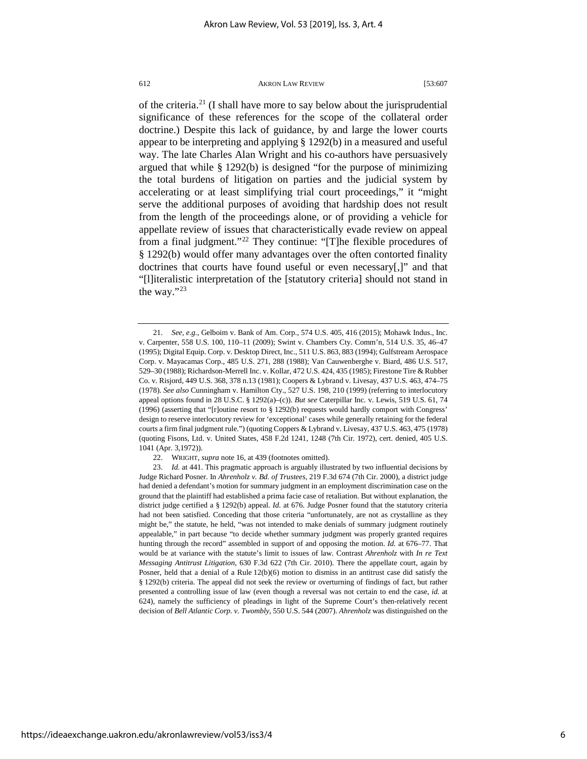of the criteria.[21] (I shall have more to say below about the jurisprudential significance of these references for the scope of the collateral order doctrine.) Despite this lack of guidance, by and large the lower courts appear to be interpreting and applying § 1292(b) in a measured and useful way. The late Charles Alan Wright and his co-authors have persuasively argued that while § 1292(b) is designed "for the purpose of minimizing the total burdens of litigation on parties and the judicial system by accelerating or at least simplifying trial court proceedings," it "might serve the additional purposes of avoiding that hardship does not result from the length of the proceedings alone, or of providing a vehicle for appellate review of issues that characteristically evade review on appeal from a final judgment."[22] They continue: "[T]he flexible procedures of § 1292(b) would offer many advantages over the often contorted finality doctrines that courts have found useful or even necessary[,]" and that "[l]iteralistic interpretation of the [statutory criteria] should not stand in the way."[23]

---

21. *See, e.g.*, Gelboim v. Bank of Am. Corp., 574 U.S. 405, 416 (2015); Mohawk Indus., Inc. v. Carpenter, 558 U.S. 100, 110–11 (2009); Swint v. Chambers Cty. Comm'n, 514 U.S. 35, 46–47 (1995); Digital Equip. Corp. v. Desktop Direct, Inc., 511 U.S. 863, 883 (1994); Gulfstream Aerospace Corp. v. Mayacamas Corp., 485 U.S. 271, 288 (1988); Van Cauwenberghe v. Biard, 486 U.S. 517, 529–30 (1988); Richardson-Merrell Inc. v. Kollar, 472 U.S. 424, 435 (1985); Firestone Tire & Rubber Co. v. Risjord, 449 U.S. 368, 378 n.13 (1981); Coopers & Lybrand v. Livesay, 437 U.S. 463, 474–75 (1978). *See also* Cunningham v. Hamilton Cty., 527 U.S. 198, 210 (1999) (referring to interlocutory appeal options found in 28 U.S.C. § 1292(a)–(c)). *But see* Caterpillar Inc. v. Lewis, 519 U.S. 61, 74 (1996) (asserting that "[r]outine resort to § 1292(b) requests would hardly comport with Congress' design to reserve interlocutory review for 'exceptional' cases while generally retaining for the federal courts a firm final judgment rule.") (quoting Coppers & Lybrand v. Livesay, 437 U.S. 463, 475 (1978) (quoting Fisons, Ltd. v. United States, 458 F.2d 1241, 1248 (7th Cir. 1972), cert. denied, 405 U.S. 1041 (Apr. 3,1972)).

22. WRIGHT, *supra* note 16, at 439 (footnotes omitted).

23. *Id.* at 441. This pragmatic approach is arguably illustrated by two influential decisions by Judge Richard Posner. In *Ahrenholz v. Bd. of Trustees*, 219 F.3d 674 (7th Cir. 2000), a district judge had denied a defendant's motion for summary judgment in an employment discrimination case on the ground that the plaintiff had established a prima facie case of retaliation. But without explanation, the district judge certified a § 1292(b) appeal. *Id.* at 676. Judge Posner found that the statutory criteria had not been satisfied. Conceding that those criteria "unfortunately, are not as crystalline as they might be," the statute, he held, "was not intended to make denials of summary judgment routinely appealable," in part because "to decide whether summary judgment was properly granted requires hunting through the record" assembled in support of and opposing the motion. *Id.* at 676–77. That would be at variance with the statute's limit to issues of law. Contrast *Ahrenholz* with *In re Text Messaging Antitrust Litigation*, 630 F.3d 622 (7th Cir. 2010). There the appellate court, again by Posner, held that a denial of a Rule 12(b)(6) motion to dismiss in an antitrust case did satisfy the § 1292(b) criteria. The appeal did not seek the review or overturning of findings of fact, but rather presented a controlling issue of law (even though a reversal was not certain to end the case, *id.* at 624), namely the sufficiency of pleadings in light of the Supreme Court's then-relatively recent decision of *Bell Atlantic Corp. v. Twombly*, 550 U.S. 544 (2007). *Ahrenholz* was distinguished on the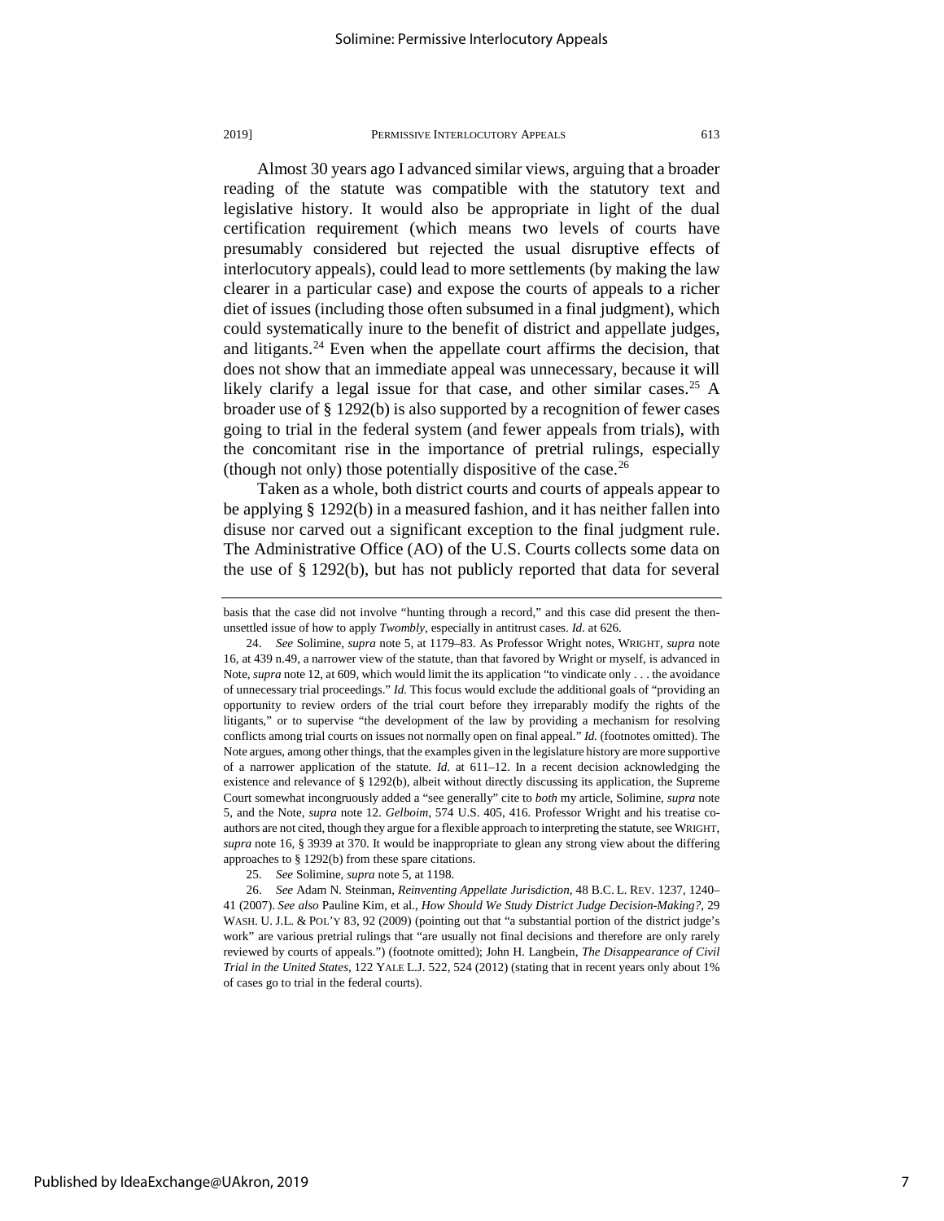Almost 30 years ago I advanced similar views, arguing that a broader reading of the statute was compatible with the statutory text and legislative history. It would also be appropriate in light of the dual certification requirement (which means two levels of courts have presumably considered but rejected the usual disruptive effects of interlocutory appeals), could lead to more settlements (by making the law clearer in a particular case) and expose the courts of appeals to a richer diet of issues (including those often subsumed in a final judgment), which could systematically inure to the benefit of district and appellate judges, and litigants.[24] Even when the appellate court affirms the decision, that does not show that an immediate appeal was unnecessary, because it will likely clarify a legal issue for that case, and other similar cases.[25] A broader use of § 1292(b) is also supported by a recognition of fewer cases going to trial in the federal system (and fewer appeals from trials), with the concomitant rise in the importance of pretrial rulings, especially (though not only) those potentially dispositive of the case.[26]

Taken as a whole, both district courts and courts of appeals appear to be applying § 1292(b) in a measured fashion, and it has neither fallen into disuse nor carved out a significant exception to the final judgment rule. The Administrative Office (AO) of the U.S. Courts collects some data on the use of § 1292(b), but has not publicly reported that data for several

---

basis that the case did not involve "hunting through a record," and this case did present the then-unsettled issue of how to apply *Twombly*, especially in antitrust cases. *Id.* at 626.

24. *See* Solimine, *supra* note 5, at 1179–83. As Professor Wright notes, WRIGHT, *supra* note 16, at 439 n.49, a narrower view of the statute, than that favored by Wright or myself, is advanced in Note, *supra* note 12, at 609, which would limit the its application "to vindicate only . . . the avoidance of unnecessary trial proceedings." *Id.* This focus would exclude the additional goals of "providing an opportunity to review orders of the trial court before they irreparably modify the rights of the litigants," or to supervise "the development of the law by providing a mechanism for resolving conflicts among trial courts on issues not normally open on final appeal." *Id.* (footnotes omitted). The Note argues, among other things, that the examples given in the legislature history are more supportive of a narrower application of the statute. *Id.* at 611–12. In a recent decision acknowledging the existence and relevance of § 1292(b), albeit without directly discussing its application, the Supreme Court somewhat incongruously added a "see generally" cite to *both* my article, Solimine, *supra* note 5, and the Note, *supra* note 12. *Gelboim*, 574 U.S. 405, 416. Professor Wright and his treatise co-authors are not cited, though they argue for a flexible approach to interpreting the statute, see WRIGHT, *supra* note 16, § 3939 at 370. It would be inappropriate to glean any strong view about the differing approaches to § 1292(b) from these spare citations.

25. *See* Solimine, *supra* note 5, at 1198.

26. *See* Adam N. Steinman, *Reinventing Appellate Jurisdiction*, 48 B.C. L. REV. 1237, 1240–41 (2007). *See also* Pauline Kim, et al., *How Should We Study District Judge Decision-Making?*, 29 WASH. U. J.L. & POL'Y 83, 92 (2009) (pointing out that "a substantial portion of the district judge's work" are various pretrial rulings that "are usually not final decisions and therefore are only rarely reviewed by courts of appeals.") (footnote omitted); John H. Langbein, *The Disappearance of Civil Trial in the United States*, 122 YALE L.J. 522, 524 (2012) (stating that in recent years only about 1% of cases go to trial in the federal courts).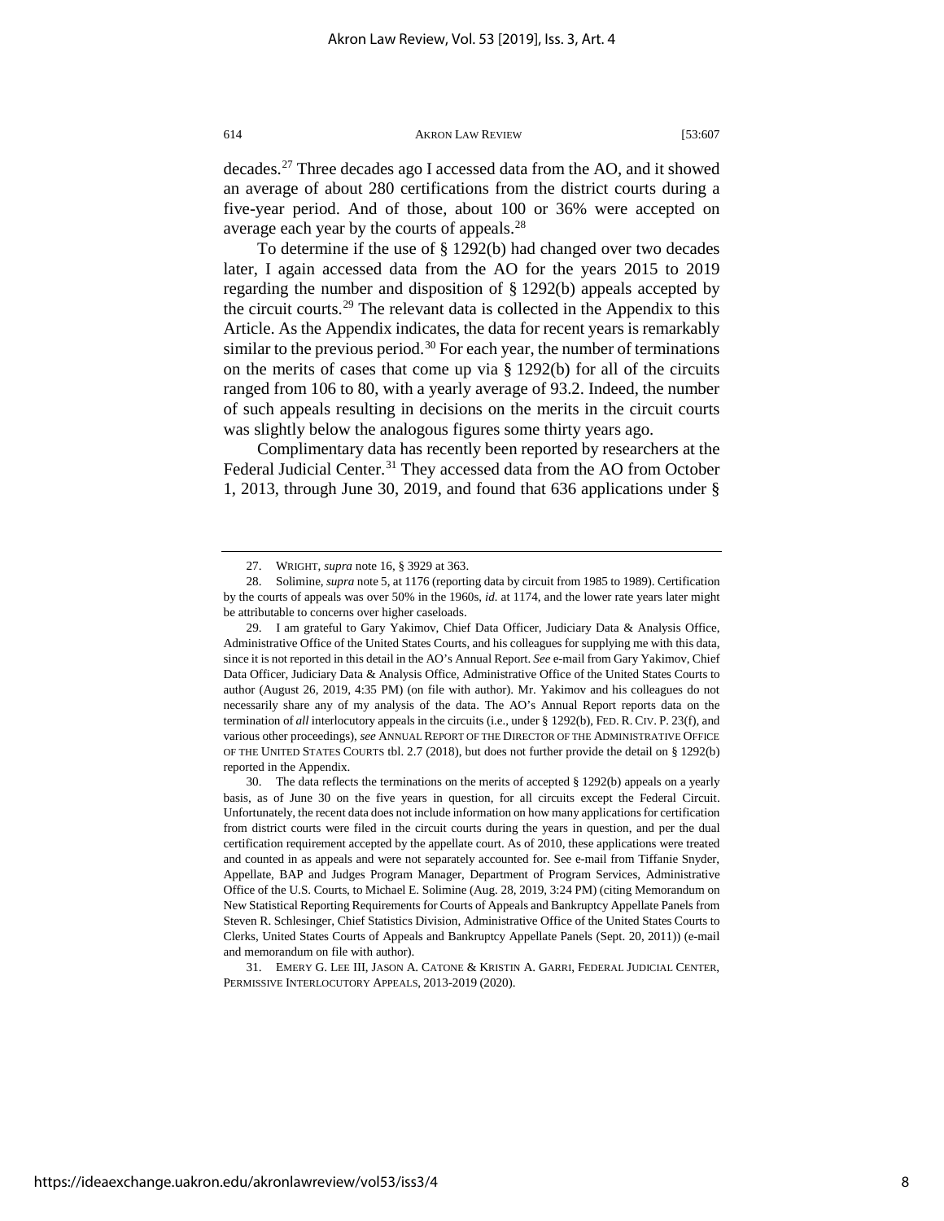decades.[27] Three decades ago I accessed data from the AO, and it showed an average of about 280 certifications from the district courts during a five-year period. And of those, about 100 or 36% were accepted on average each year by the courts of appeals.[28]

To determine if the use of § 1292(b) had changed over two decades later, I again accessed data from the AO for the years 2015 to 2019 regarding the number and disposition of § 1292(b) appeals accepted by the circuit courts.[29] The relevant data is collected in the Appendix to this Article. As the Appendix indicates, the data for recent years is remarkably similar to the previous period.[30] For each year, the number of terminations on the merits of cases that come up via § 1292(b) for all of the circuits ranged from 106 to 80, with a yearly average of 93.2. Indeed, the number of such appeals resulting in decisions on the merits in the circuit courts was slightly below the analogous figures some thirty years ago.

Complimentary data has recently been reported by researchers at the Federal Judicial Center.[31] They accessed data from the AO from October 1, 2013, through June 30, 2019, and found that 636 applications under §

---

27. WRIGHT, *supra* note 16, § 3929 at 363.

28. Solimine, *supra* note 5, at 1176 (reporting data by circuit from 1985 to 1989). Certification by the courts of appeals was over 50% in the 1960s, *id.* at 1174, and the lower rate years later might be attributable to concerns over higher caseloads.

29. I am grateful to Gary Yakimov, Chief Data Officer, Judiciary Data & Analysis Office, Administrative Office of the United States Courts, and his colleagues for supplying me with this data, since it is not reported in this detail in the AO's Annual Report. *See* e-mail from Gary Yakimov, Chief Data Officer, Judiciary Data & Analysis Office, Administrative Office of the United States Courts to author (August 26, 2019, 4:35 PM) (on file with author). Mr. Yakimov and his colleagues do not necessarily share any of my analysis of the data. The AO's Annual Report reports data on the termination of *all* interlocutory appeals in the circuits (i.e., under § 1292(b), FED. R. CIV. P. 23(f), and various other proceedings), *see* ANNUAL REPORT OF THE DIRECTOR OF THE ADMINISTRATIVE OFFICE OF THE UNITED STATES COURTS tbl. 2.7 (2018), but does not further provide the detail on § 1292(b) reported in the Appendix.

30. The data reflects the terminations on the merits of accepted § 1292(b) appeals on a yearly basis, as of June 30 on the five years in question, for all circuits except the Federal Circuit. Unfortunately, the recent data does not include information on how many applications for certification from district courts were filed in the circuit courts during the years in question, and per the dual certification requirement accepted by the appellate court. As of 2010, these applications were treated and counted in as appeals and were not separately accounted for. See e-mail from Tiffanie Snyder, Appellate, BAP and Judges Program Manager, Department of Program Services, Administrative Office of the U.S. Courts, to Michael E. Solimine (Aug. 28, 2019, 3:24 PM) (citing Memorandum on New Statistical Reporting Requirements for Courts of Appeals and Bankruptcy Appellate Panels from Steven R. Schlesinger, Chief Statistics Division, Administrative Office of the United States Courts to Clerks, United States Courts of Appeals and Bankruptcy Appellate Panels (Sept. 20, 2011)) (e-mail and memorandum on file with author).

31. EMERY G. LEE III, JASON A. CATONE & KRISTIN A. GARRI, FEDERAL JUDICIAL CENTER, PERMISSIVE INTERLOCUTORY APPEALS, 2013-2019 (2020).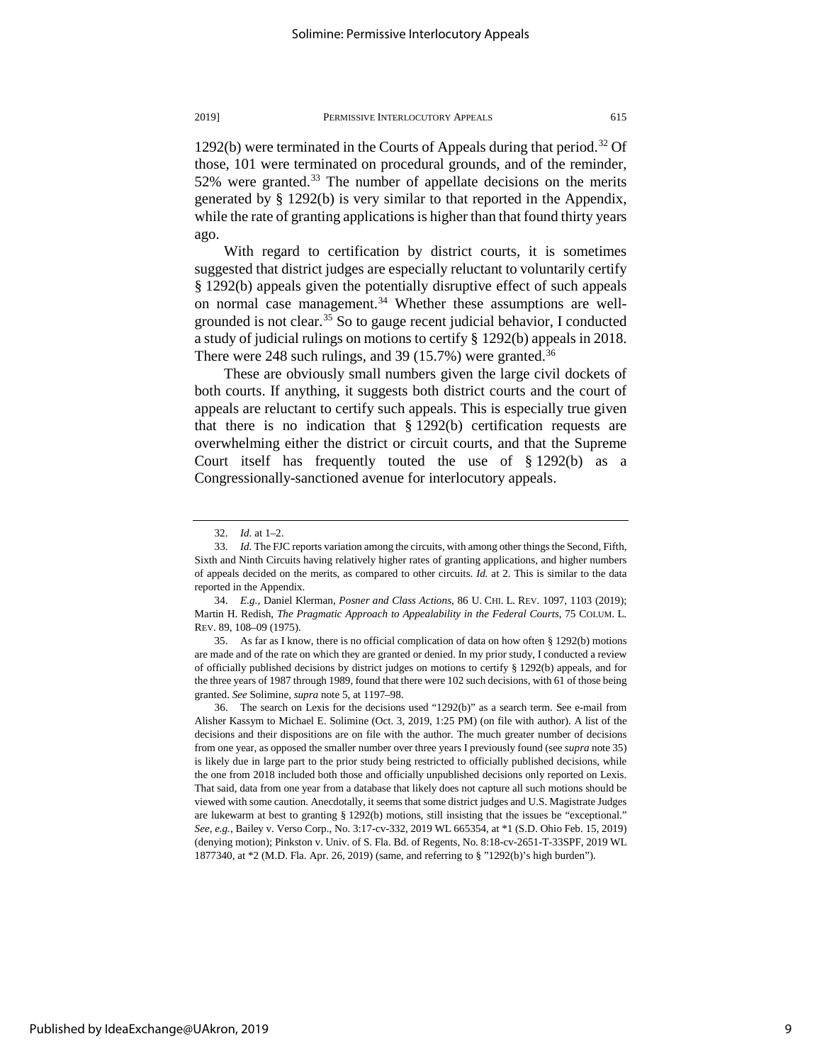1292(b) were terminated in the Courts of Appeals during that period.[32] Of those, 101 were terminated on procedural grounds, and of the reminder, 52% were granted.[33] The number of appellate decisions on the merits generated by § 1292(b) is very similar to that reported in the Appendix, while the rate of granting applications is higher than that found thirty years ago.

With regard to certification by district courts, it is sometimes suggested that district judges are especially reluctant to voluntarily certify § 1292(b) appeals given the potentially disruptive effect of such appeals on normal case management.[34] Whether these assumptions are well-grounded is not clear.[35] So to gauge recent judicial behavior, I conducted a study of judicial rulings on motions to certify § 1292(b) appeals in 2018. There were 248 such rulings, and 39 (15.7%) were granted.[36]

These are obviously small numbers given the large civil dockets of both courts. If anything, it suggests both district courts and the court of appeals are reluctant to certify such appeals. This is especially true given that there is no indication that § 1292(b) certification requests are overwhelming either the district or circuit courts, and that the Supreme Court itself has frequently touted the use of § 1292(b) as a Congressionally-sanctioned avenue for interlocutory appeals.

---

32. *Id.* at 1–2.

33. *Id.* The FJC reports variation among the circuits, with among other things the Second, Fifth, Sixth and Ninth Circuits having relatively higher rates of granting applications, and higher numbers of appeals decided on the merits, as compared to other circuits. *Id.* at 2. This is similar to the data reported in the Appendix.

34. *E.g.*, Daniel Klerman, *Posner and Class Actions*, 86 U. CHI. L. REV. 1097, 1103 (2019); Martin H. Redish, *The Pragmatic Approach to Appealability in the Federal Courts*, 75 COLUM. L. REV. 89, 108–09 (1975).

35. As far as I know, there is no official complication of data on how often § 1292(b) motions are made and of the rate on which they are granted or denied. In my prior study, I conducted a review of officially published decisions by district judges on motions to certify § 1292(b) appeals, and for the three years of 1987 through 1989, found that there were 102 such decisions, with 61 of those being granted. *See* Solimine, *supra* note 5, at 1197–98.

36. The search on Lexis for the decisions used "1292(b)" as a search term. See e-mail from Alisher Kassym to Michael E. Solimine (Oct. 3, 2019, 1:25 PM) (on file with author). A list of the decisions and their dispositions are on file with the author. The much greater number of decisions from one year, as opposed the smaller number over three years I previously found (see *supra* note 35) is likely due in large part to the prior study being restricted to officially published decisions, while the one from 2018 included both those and officially unpublished decisions only reported on Lexis. That said, data from one year from a database that likely does not capture all such motions should be viewed with some caution. Anecdotally, it seems that some district judges and U.S. Magistrate Judges are lukewarm at best to granting § 1292(b) motions, still insisting that the issues be "exceptional." *See, e.g.*, Bailey v. Verso Corp., No. 3:17-cv-332, 2019 WL 665354, at *1 (S.D. Ohio Feb. 15, 2019) (denying motion); Pinkston v. Univ. of S. Fla. Bd. of Regents, No. 8:18-cv-2651-T-33SPF, 2019 WL 1877340, at *2 (M.D. Fla. Apr. 26, 2019) (same, and referring to § "1292(b)'s high burden").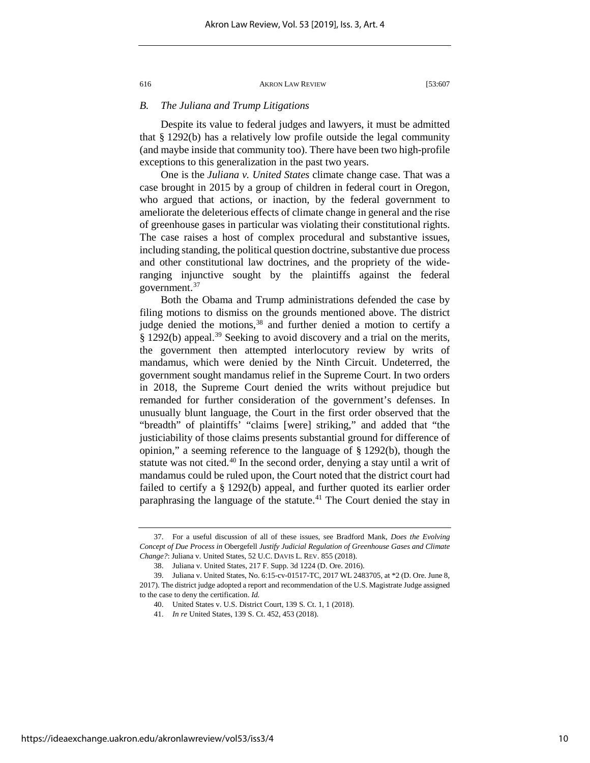### B. *The Juliana and Trump Litigations*

Despite its value to federal judges and lawyers, it must be admitted that § 1292(b) has a relatively low profile outside the legal community (and maybe inside that community too). There have been two high-profile exceptions to this generalization in the past two years.

One is the *Juliana v. United States* climate change case. That was a case brought in 2015 by a group of children in federal court in Oregon, who argued that actions, or inaction, by the federal government to ameliorate the deleterious effects of climate change in general and the rise of greenhouse gases in particular was violating their constitutional rights. The case raises a host of complex procedural and substantive issues, including standing, the political question doctrine, substantive due process and other constitutional law doctrines, and the propriety of the wide-ranging injunctive sought by the plaintiffs against the federal government.[37]

Both the Obama and Trump administrations defended the case by filing motions to dismiss on the grounds mentioned above. The district judge denied the motions,[38] and further denied a motion to certify a § 1292(b) appeal.[39] Seeking to avoid discovery and a trial on the merits, the government then attempted interlocutory review by writs of mandamus, which were denied by the Ninth Circuit. Undeterred, the government sought mandamus relief in the Supreme Court. In two orders in 2018, the Supreme Court denied the writs without prejudice but remanded for further consideration of the government's defenses. In unusually blunt language, the Court in the first order observed that the "breadth" of plaintiffs' "claims [were] striking," and added that "the justiciability of those claims presents substantial ground for difference of opinion," a seeming reference to the language of § 1292(b), though the statute was not cited.[40] In the second order, denying a stay until a writ of mandamus could be ruled upon, the Court noted that the district court had failed to certify a § 1292(b) appeal, and further quoted its earlier order paraphrasing the language of the statute.[41] The Court denied the stay in

---

37. For a useful discussion of all of these issues, see Bradford Mank, *Does the Evolving Concept of Due Process in* Obergefell *Justify Judicial Regulation of Greenhouse Gases and Climate Change?*: Juliana v. United States, 52 U.C. DAVIS L. REV. 855 (2018).

38. Juliana v. United States, 217 F. Supp. 3d 1224 (D. Ore. 2016).

39. Juliana v. United States, No. 6:15-cv-01517-TC, 2017 WL 2483705, at *2 (D. Ore. June 8, 2017). The district judge adopted a report and recommendation of the U.S. Magistrate Judge assigned to the case to deny the certification. *Id.*

40. United States v. U.S. District Court, 139 S. Ct. 1, 1 (2018).

41. *In re* United States, 139 S. Ct. 452, 453 (2018).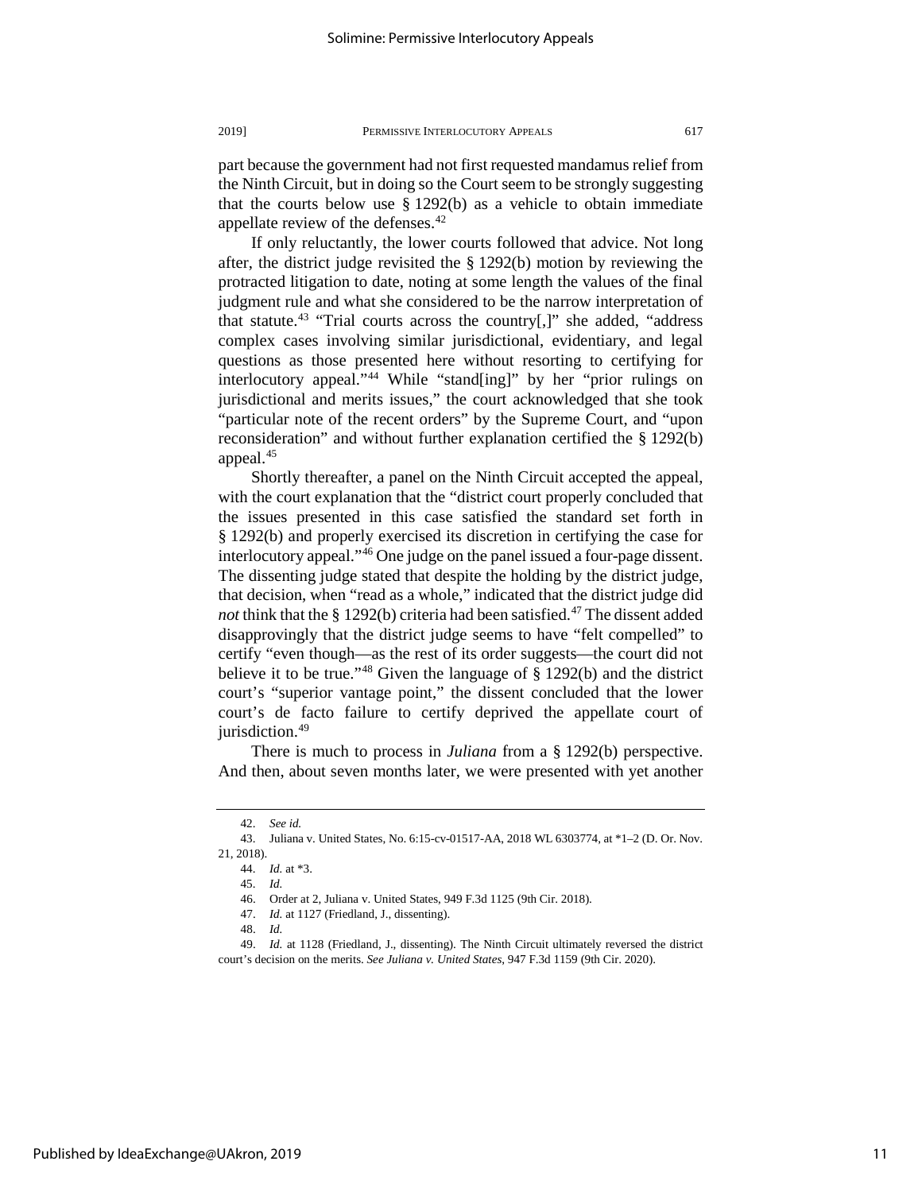part because the government had not first requested mandamus relief from the Ninth Circuit, but in doing so the Court seem to be strongly suggesting that the courts below use § 1292(b) as a vehicle to obtain immediate appellate review of the defenses.[42]

If only reluctantly, the lower courts followed that advice. Not long after, the district judge revisited the § 1292(b) motion by reviewing the protracted litigation to date, noting at some length the values of the final judgment rule and what she considered to be the narrow interpretation of that statute.[43] "Trial courts across the country[,]" she added, "address complex cases involving similar jurisdictional, evidentiary, and legal questions as those presented here without resorting to certifying for interlocutory appeal."[44] While "stand[ing]" by her "prior rulings on jurisdictional and merits issues," the court acknowledged that she took "particular note of the recent orders" by the Supreme Court, and "upon reconsideration" and without further explanation certified the § 1292(b) appeal.[45]

Shortly thereafter, a panel on the Ninth Circuit accepted the appeal, with the court explanation that the "district court properly concluded that the issues presented in this case satisfied the standard set forth in § 1292(b) and properly exercised its discretion in certifying the case for interlocutory appeal."[46] One judge on the panel issued a four-page dissent. The dissenting judge stated that despite the holding by the district judge, that decision, when "read as a whole," indicated that the district judge did *not* think that the § 1292(b) criteria had been satisfied.[47] The dissent added disapprovingly that the district judge seems to have "felt compelled" to certify "even though—as the rest of its order suggests—the court did not believe it to be true."[48] Given the language of § 1292(b) and the district court's "superior vantage point," the dissent concluded that the lower court's de facto failure to certify deprived the appellate court of jurisdiction.[49]

There is much to process in *Juliana* from a § 1292(b) perspective. And then, about seven months later, we were presented with yet another

---

42. *See id.*

43. Juliana v. United States, No. 6:15-cv-01517-AA, 2018 WL 6303774, at *1–2 (D. Or. Nov. 21, 2018).

44. *Id.* at *3.

45. *Id.*

46. Order at 2, Juliana v. United States, 949 F.3d 1125 (9th Cir. 2018).

47. *Id.* at 1127 (Friedland, J., dissenting).

48. *Id.*

49. *Id.* at 1128 (Friedland, J., dissenting). The Ninth Circuit ultimately reversed the district court's decision on the merits. *See Juliana v. United States*, 947 F.3d 1159 (9th Cir. 2020).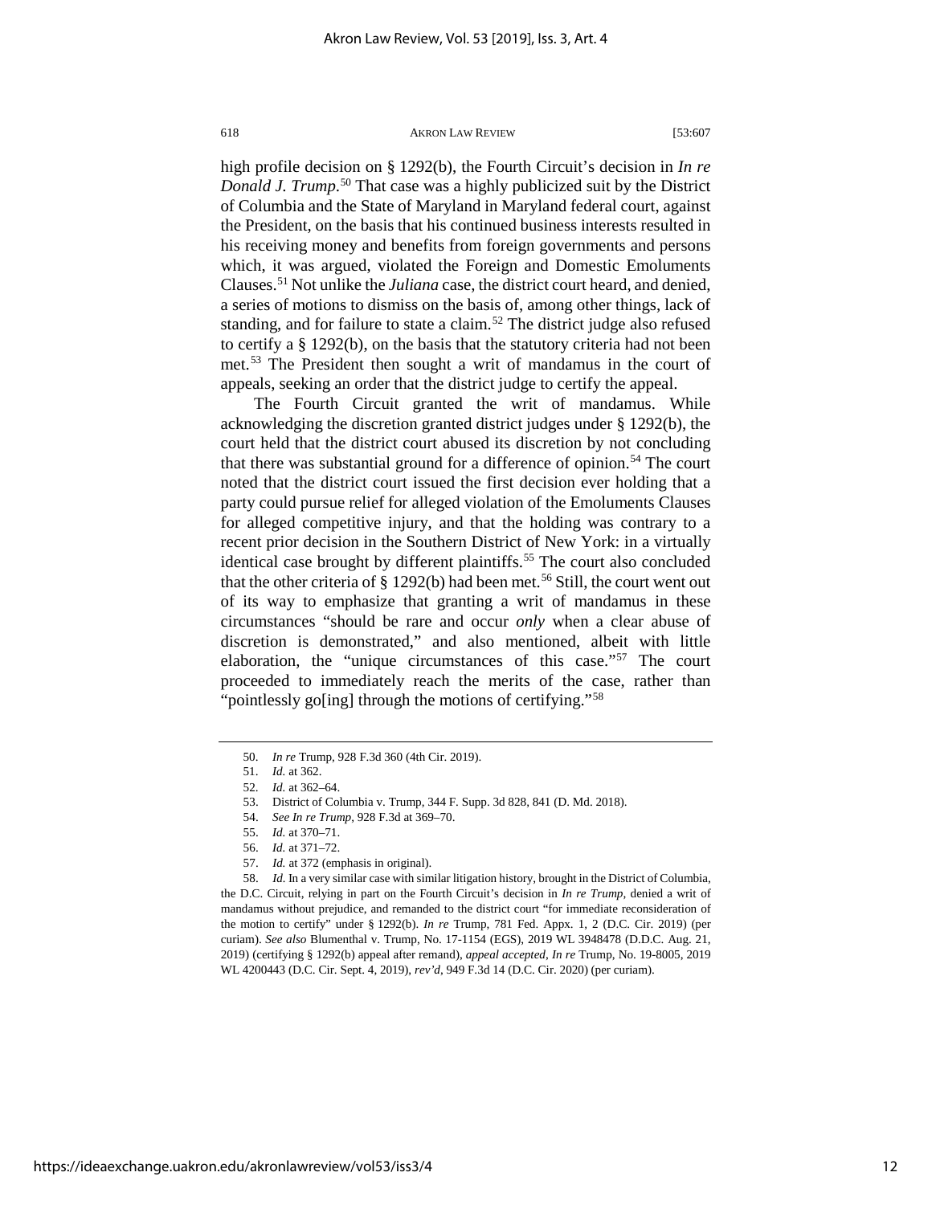high profile decision on § 1292(b), the Fourth Circuit's decision in *In re Donald J. Trump*.[50] That case was a highly publicized suit by the District of Columbia and the State of Maryland in Maryland federal court, against the President, on the basis that his continued business interests resulted in his receiving money and benefits from foreign governments and persons which, it was argued, violated the Foreign and Domestic Emoluments Clauses.[51] Not unlike the *Juliana* case, the district court heard, and denied, a series of motions to dismiss on the basis of, among other things, lack of standing, and for failure to state a claim.[52] The district judge also refused to certify a § 1292(b), on the basis that the statutory criteria had not been met.[53] The President then sought a writ of mandamus in the court of appeals, seeking an order that the district judge to certify the appeal.

The Fourth Circuit granted the writ of mandamus. While acknowledging the discretion granted district judges under § 1292(b), the court held that the district court abused its discretion by not concluding that there was substantial ground for a difference of opinion.[54] The court noted that the district court issued the first decision ever holding that a party could pursue relief for alleged violation of the Emoluments Clauses for alleged competitive injury, and that the holding was contrary to a recent prior decision in the Southern District of New York: in a virtually identical case brought by different plaintiffs.[55] The court also concluded that the other criteria of § 1292(b) had been met.[56] Still, the court went out of its way to emphasize that granting a writ of mandamus in these circumstances "should be rare and occur *only* when a clear abuse of discretion is demonstrated," and also mentioned, albeit with little elaboration, the "unique circumstances of this case."[57] The court proceeded to immediately reach the merits of the case, rather than "pointlessly go[ing] through the motions of certifying."[58]

---

50. *In re* Trump, 928 F.3d 360 (4th Cir. 2019).

51. *Id.* at 362.

52. *Id.* at 362–64.

53. District of Columbia v. Trump, 344 F. Supp. 3d 828, 841 (D. Md. 2018).

54. *See In re Trump*, 928 F.3d at 369–70.

55. *Id.* at 370–71.

56. *Id.* at 371–72.

57. *Id.* at 372 (emphasis in original).

58. *Id.* In a very similar case with similar litigation history, brought in the District of Columbia, the D.C. Circuit, relying in part on the Fourth Circuit's decision in *In re Trump*, denied a writ of mandamus without prejudice, and remanded to the district court "for immediate reconsideration of the motion to certify" under § 1292(b). *In re* Trump, 781 Fed. Appx. 1, 2 (D.C. Cir. 2019) (per curiam). *See also* Blumenthal v. Trump, No. 17-1154 (EGS), 2019 WL 3948478 (D.D.C. Aug. 21, 2019) (certifying § 1292(b) appeal after remand), *appeal accepted*, *In re* Trump, No. 19-8005, 2019 WL 4200443 (D.C. Cir. Sept. 4, 2019), *rev'd*, 949 F.3d 14 (D.C. Cir. 2020) (per curiam).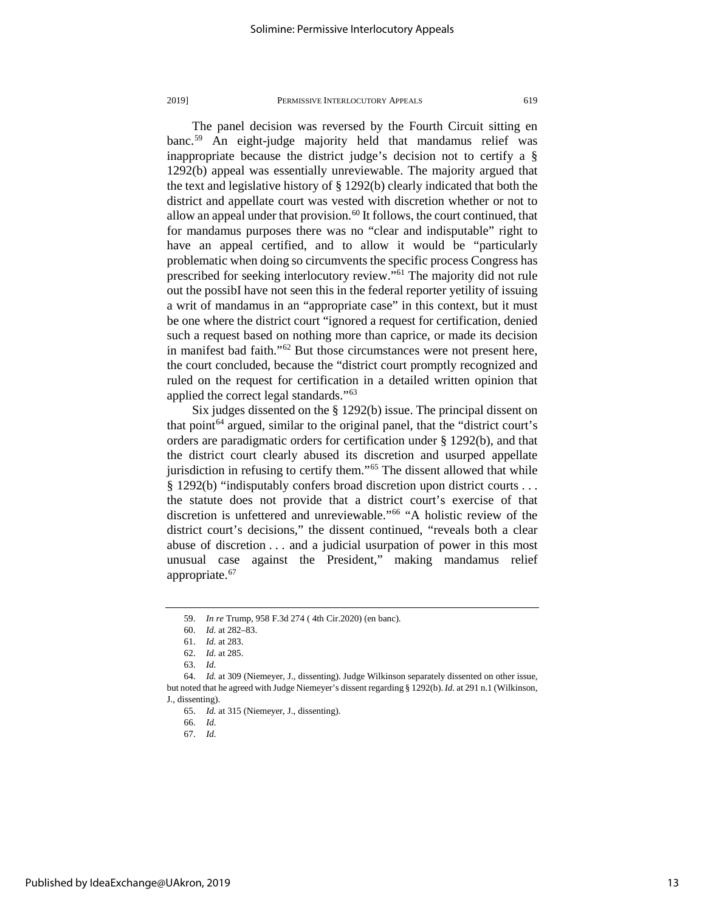The panel decision was reversed by the Fourth Circuit sitting en banc.[59] An eight-judge majority held that mandamus relief was inappropriate because the district judge's decision not to certify a § 1292(b) appeal was essentially unreviewable. The majority argued that the text and legislative history of § 1292(b) clearly indicated that both the district and appellate court was vested with discretion whether or not to allow an appeal under that provision.[60] It follows, the court continued, that for mandamus purposes there was no "clear and indisputable" right to have an appeal certified, and to allow it would be "particularly problematic when doing so circumvents the specific process Congress has prescribed for seeking interlocutory review."[61] The majority did not rule out the possibI have not seen this in the federal reporter yetility of issuing a writ of mandamus in an "appropriate case" in this context, but it must be one where the district court "ignored a request for certification, denied such a request based on nothing more than caprice, or made its decision in manifest bad faith."[62] But those circumstances were not present here, the court concluded, because the "district court promptly recognized and ruled on the request for certification in a detailed written opinion that applied the correct legal standards."[63]

Six judges dissented on the § 1292(b) issue. The principal dissent on that point[64] argued, similar to the original panel, that the "district court's orders are paradigmatic orders for certification under § 1292(b), and that the district court clearly abused its discretion and usurped appellate jurisdiction in refusing to certify them."[65] The dissent allowed that while § 1292(b) "indisputably confers broad discretion upon district courts . . . the statute does not provide that a district court's exercise of that discretion is unfettered and unreviewable."[66] "A holistic review of the district court's decisions," the dissent continued, "reveals both a clear abuse of discretion . . . and a judicial usurpation of power in this most unusual case against the President," making mandamus relief appropriate.[67]

---

59. *In re* Trump, 958 F.3d 274 ( 4th Cir.2020) (en banc).

60. *Id.* at 282–83.

61. *Id.* at 283.

62. *Id.* at 285.

63. *Id.*

64. *Id.* at 309 (Niemeyer, J., dissenting). Judge Wilkinson separately dissented on other issue, but noted that he agreed with Judge Niemeyer's dissent regarding § 1292(b). *Id.* at 291 n.1 (Wilkinson, J., dissenting).

65. *Id.* at 315 (Niemeyer, J., dissenting).

66. *Id.*

67. *Id.*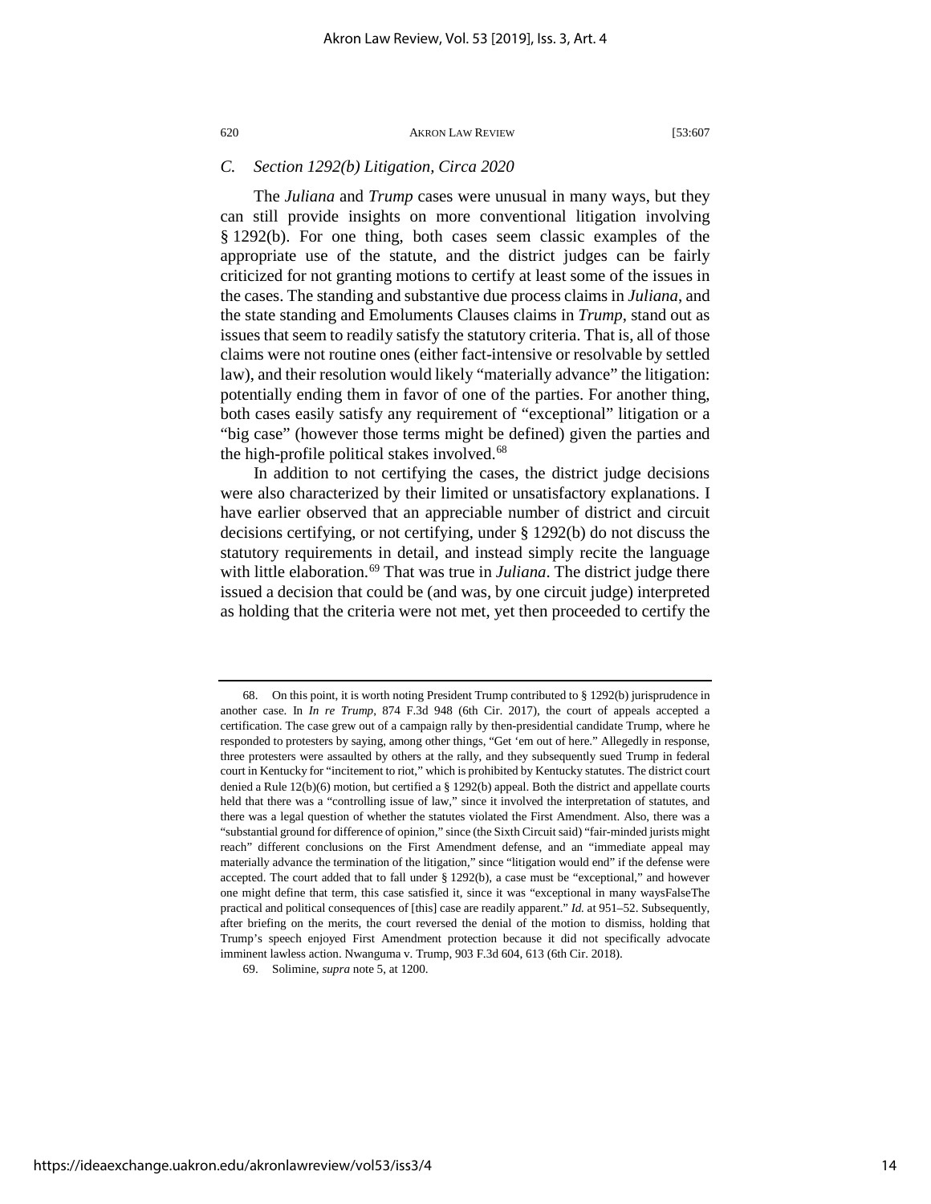### *C. Section 1292(b) Litigation, Circa 2020*

The *Juliana* and *Trump* cases were unusual in many ways, but they can still provide insights on more conventional litigation involving § 1292(b). For one thing, both cases seem classic examples of the appropriate use of the statute, and the district judges can be fairly criticized for not granting motions to certify at least some of the issues in the cases. The standing and substantive due process claims in *Juliana*, and the state standing and Emoluments Clauses claims in *Trump*, stand out as issues that seem to readily satisfy the statutory criteria. That is, all of those claims were not routine ones (either fact-intensive or resolvable by settled law), and their resolution would likely "materially advance" the litigation: potentially ending them in favor of one of the parties. For another thing, both cases easily satisfy any requirement of "exceptional" litigation or a "big case" (however those terms might be defined) given the parties and the high-profile political stakes involved.[68]

In addition to not certifying the cases, the district judge decisions were also characterized by their limited or unsatisfactory explanations. I have earlier observed that an appreciable number of district and circuit decisions certifying, or not certifying, under § 1292(b) do not discuss the statutory requirements in detail, and instead simply recite the language with little elaboration.[69] That was true in *Juliana*. The district judge there issued a decision that could be (and was, by one circuit judge) interpreted as holding that the criteria were not met, yet then proceeded to certify the

---

68. On this point, it is worth noting President Trump contributed to § 1292(b) jurisprudence in another case. In *In re Trump*, 874 F.3d 948 (6th Cir. 2017), the court of appeals accepted a certification. The case grew out of a campaign rally by then-presidential candidate Trump, where he responded to protesters by saying, among other things, "Get 'em out of here." Allegedly in response, three protesters were assaulted by others at the rally, and they subsequently sued Trump in federal court in Kentucky for "incitement to riot," which is prohibited by Kentucky statutes. The district court denied a Rule 12(b)(6) motion, but certified a § 1292(b) appeal. Both the district and appellate courts held that there was a "controlling issue of law," since it involved the interpretation of statutes, and there was a legal question of whether the statutes violated the First Amendment. Also, there was a "substantial ground for difference of opinion," since (the Sixth Circuit said) "fair-minded jurists might reach" different conclusions on the First Amendment defense, and an "immediate appeal may materially advance the termination of the litigation," since "litigation would end" if the defense were accepted. The court added that to fall under § 1292(b), a case must be "exceptional," and however one might define that term, this case satisfied it, since it was "exceptional in many waysFalseThe practical and political consequences of [this] case are readily apparent." *Id.* at 951–52. Subsequently, after briefing on the merits, the court reversed the denial of the motion to dismiss, holding that Trump's speech enjoyed First Amendment protection because it did not specifically advocate imminent lawless action. Nwanguma v. Trump, 903 F.3d 604, 613 (6th Cir. 2018).

69. Solimine, *supra* note 5, at 1200.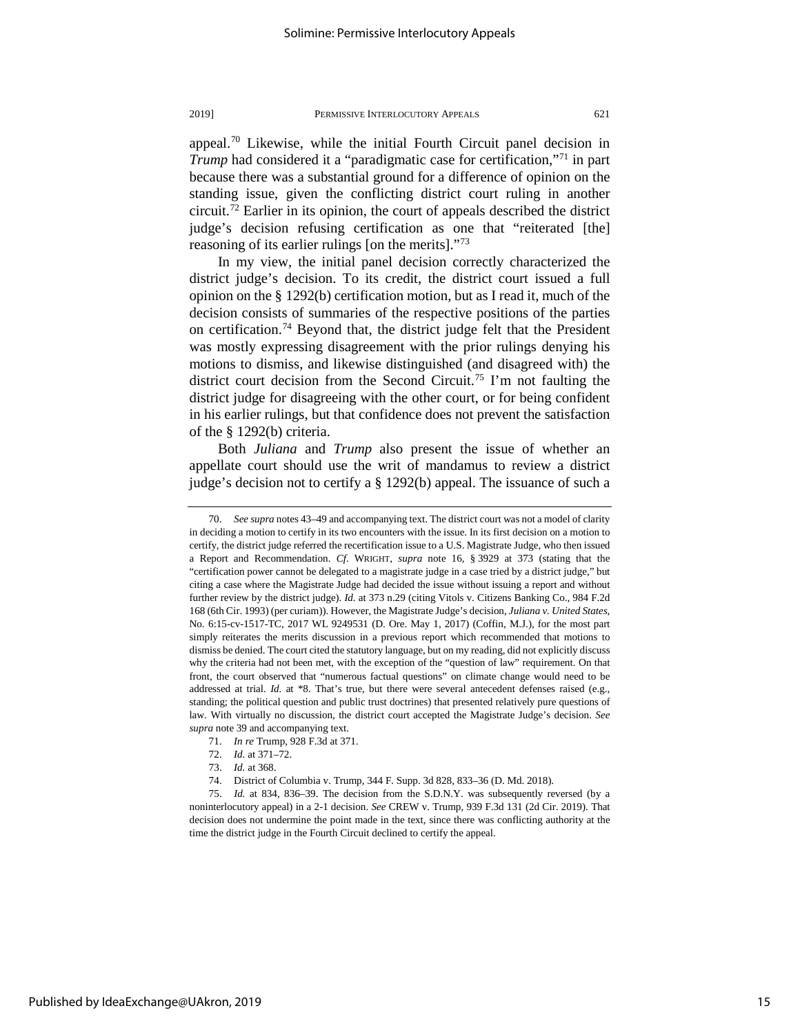appeal.[70] Likewise, while the initial Fourth Circuit panel decision in *Trump* had considered it a "paradigmatic case for certification,"[71] in part because there was a substantial ground for a difference of opinion on the standing issue, given the conflicting district court ruling in another circuit.[72] Earlier in its opinion, the court of appeals described the district judge's decision refusing certification as one that "reiterated [the] reasoning of its earlier rulings [on the merits]."[73]

In my view, the initial panel decision correctly characterized the district judge's decision. To its credit, the district court issued a full opinion on the § 1292(b) certification motion, but as I read it, much of the decision consists of summaries of the respective positions of the parties on certification.[74] Beyond that, the district judge felt that the President was mostly expressing disagreement with the prior rulings denying his motions to dismiss, and likewise distinguished (and disagreed with) the district court decision from the Second Circuit.[75] I'm not faulting the district judge for disagreeing with the other court, or for being confident in his earlier rulings, but that confidence does not prevent the satisfaction of the § 1292(b) criteria.

Both *Juliana* and *Trump* also present the issue of whether an appellate court should use the writ of mandamus to review a district judge's decision not to certify a § 1292(b) appeal. The issuance of such a

---

70. *See supra* notes 43–49 and accompanying text. The district court was not a model of clarity in deciding a motion to certify in its two encounters with the issue. In its first decision on a motion to certify, the district judge referred the recertification issue to a U.S. Magistrate Judge, who then issued a Report and Recommendation. *Cf*. WRIGHT, *supra* note 16, § 3929 at 373 (stating that the "certification power cannot be delegated to a magistrate judge in a case tried by a district judge," but citing a case where the Magistrate Judge had decided the issue without issuing a report and without further review by the district judge). *Id.* at 373 n.29 (citing Vitols v. Citizens Banking Co., 984 F.2d 168 (6th Cir. 1993) (per curiam)). However, the Magistrate Judge's decision, *Juliana v. United States*, No. 6:15-cv-1517-TC, 2017 WL 9249531 (D. Ore. May 1, 2017) (Coffin, M.J.), for the most part simply reiterates the merits discussion in a previous report which recommended that motions to dismiss be denied. The court cited the statutory language, but on my reading, did not explicitly discuss why the criteria had not been met, with the exception of the "question of law" requirement. On that front, the court observed that "numerous factual questions" on climate change would need to be addressed at trial. *Id.* at *8. That's true, but there were several antecedent defenses raised (e.g., standing; the political question and public trust doctrines) that presented relatively pure questions of law. With virtually no discussion, the district court accepted the Magistrate Judge's decision. *See supra* note 39 and accompanying text.

71. *In re* Trump, 928 F.3d at 371.

72. *Id.* at 371–72.

73. *Id.* at 368.

74. District of Columbia v. Trump, 344 F. Supp. 3d 828, 833–36 (D. Md. 2018).

75. *Id.* at 834, 836–39. The decision from the S.D.N.Y. was subsequently reversed (by a noninterlocutory appeal) in a 2-1 decision. *See* CREW v. Trump, 939 F.3d 131 (2d Cir. 2019). That decision does not undermine the point made in the text, since there was conflicting authority at the time the district judge in the Fourth Circuit declined to certify the appeal.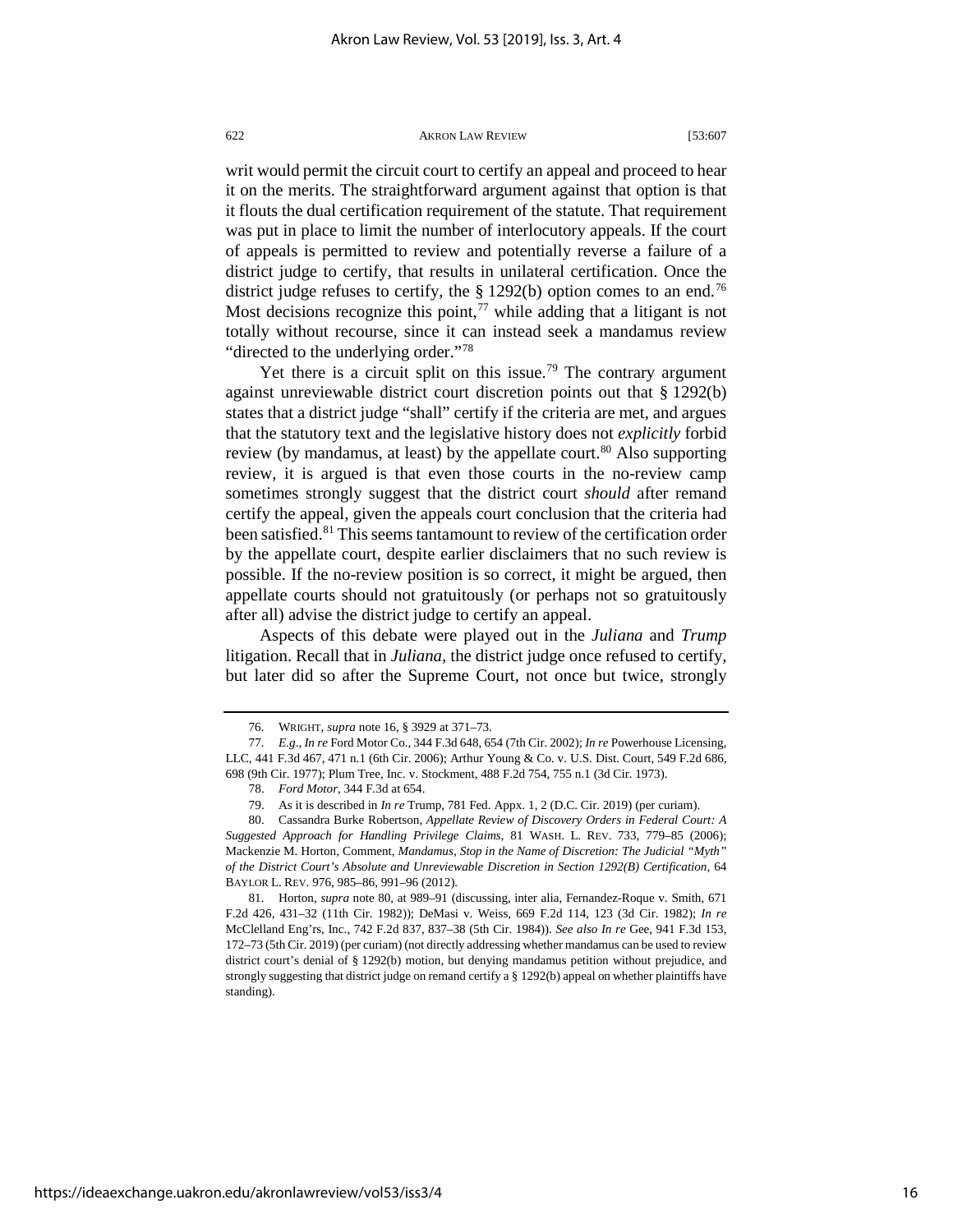writ would permit the circuit court to certify an appeal and proceed to hear it on the merits. The straightforward argument against that option is that it flouts the dual certification requirement of the statute. That requirement was put in place to limit the number of interlocutory appeals. If the court of appeals is permitted to review and potentially reverse a failure of a district judge to certify, that results in unilateral certification. Once the district judge refuses to certify, the § 1292(b) option comes to an end.[76] Most decisions recognize this point,[77] while adding that a litigant is not totally without recourse, since it can instead seek a mandamus review "directed to the underlying order."[78]

Yet there is a circuit split on this issue.[79] The contrary argument against unreviewable district court discretion points out that § 1292(b) states that a district judge "shall" certify if the criteria are met, and argues that the statutory text and the legislative history does not *explicitly* forbid review (by mandamus, at least) by the appellate court.[80] Also supporting review, it is argued is that even those courts in the no-review camp sometimes strongly suggest that the district court *should* after remand certify the appeal, given the appeals court conclusion that the criteria had been satisfied.[81] This seems tantamount to review of the certification order by the appellate court, despite earlier disclaimers that no such review is possible. If the no-review position is so correct, it might be argued, then appellate courts should not gratuitously (or perhaps not so gratuitously after all) advise the district judge to certify an appeal.

Aspects of this debate were played out in the *Juliana* and *Trump* litigation. Recall that in *Juliana*, the district judge once refused to certify, but later did so after the Supreme Court, not once but twice, strongly

---

76. WRIGHT, *supra* note 16, § 3929 at 371–73.

77. *E.g.*, *In re* Ford Motor Co., 344 F.3d 648, 654 (7th Cir. 2002); *In re* Powerhouse Licensing, LLC, 441 F.3d 467, 471 n.1 (6th Cir. 2006); Arthur Young & Co. v. U.S. Dist. Court, 549 F.2d 686, 698 (9th Cir. 1977); Plum Tree, Inc. v. Stockment, 488 F.2d 754, 755 n.1 (3d Cir. 1973).

78. *Ford Motor*, 344 F.3d at 654.

79. As it is described in *In re* Trump, 781 Fed. Appx. 1, 2 (D.C. Cir. 2019) (per curiam).

80. Cassandra Burke Robertson, *Appellate Review of Discovery Orders in Federal Court: A Suggested Approach for Handling Privilege Claims*, 81 WASH. L. REV. 733, 779–85 (2006); Mackenzie M. Horton, Comment, *Mandamus, Stop in the Name of Discretion: The Judicial "Myth" of the District Court's Absolute and Unreviewable Discretion in Section 1292(B) Certification*, 64 BAYLOR L. REV. 976, 985–86, 991–96 (2012).

81. Horton, *supra* note 80, at 989–91 (discussing, inter alia, Fernandez-Roque v. Smith, 671 F.2d 426, 431–32 (11th Cir. 1982)); DeMasi v. Weiss, 669 F.2d 114, 123 (3d Cir. 1982); *In re* McClelland Eng'rs, Inc., 742 F.2d 837, 837–38 (5th Cir. 1984)). *See also In re* Gee, 941 F.3d 153, 172–73 (5th Cir. 2019) (per curiam) (not directly addressing whether mandamus can be used to review district court's denial of § 1292(b) motion, but denying mandamus petition without prejudice, and strongly suggesting that district judge on remand certify a § 1292(b) appeal on whether plaintiffs have standing).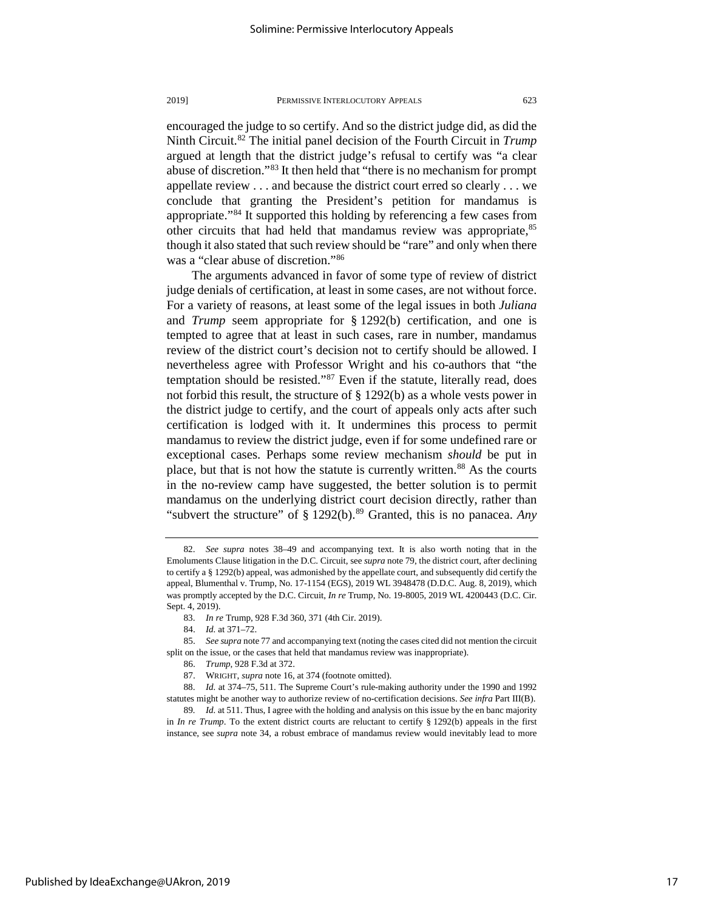encouraged the judge to so certify. And so the district judge did, as did the Ninth Circuit.[82] The initial panel decision of the Fourth Circuit in *Trump* argued at length that the district judge's refusal to certify was "a clear abuse of discretion."[83] It then held that "there is no mechanism for prompt appellate review . . . and because the district court erred so clearly . . . we conclude that granting the President's petition for mandamus is appropriate."[84] It supported this holding by referencing a few cases from other circuits that had held that mandamus review was appropriate,[85] though it also stated that such review should be "rare" and only when there was a "clear abuse of discretion."[86]

The arguments advanced in favor of some type of review of district judge denials of certification, at least in some cases, are not without force. For a variety of reasons, at least some of the legal issues in both *Juliana* and *Trump* seem appropriate for § 1292(b) certification, and one is tempted to agree that at least in such cases, rare in number, mandamus review of the district court's decision not to certify should be allowed. I nevertheless agree with Professor Wright and his co-authors that "the temptation should be resisted."[87] Even if the statute, literally read, does not forbid this result, the structure of § 1292(b) as a whole vests power in the district judge to certify, and the court of appeals only acts after such certification is lodged with it. It undermines this process to permit mandamus to review the district judge, even if for some undefined rare or exceptional cases. Perhaps some review mechanism *should* be put in place, but that is not how the statute is currently written.[88] As the courts in the no-review camp have suggested, the better solution is to permit mandamus on the underlying district court decision directly, rather than "subvert the structure" of § 1292(b).[89] Granted, this is no panacea. *Any*

---

82. *See supra* notes 38–49 and accompanying text. It is also worth noting that in the Emoluments Clause litigation in the D.C. Circuit, see *supra* note 79, the district court, after declining to certify a § 1292(b) appeal, was admonished by the appellate court, and subsequently did certify the appeal, Blumenthal v. Trump, No. 17-1154 (EGS), 2019 WL 3948478 (D.D.C. Aug. 8, 2019), which was promptly accepted by the D.C. Circuit, *In re* Trump, No. 19-8005, 2019 WL 4200443 (D.C. Cir. Sept. 4, 2019).

83. *In re* Trump, 928 F.3d 360, 371 (4th Cir. 2019).

84. *Id.* at 371–72.

85. *See supra* note 77 and accompanying text (noting the cases cited did not mention the circuit split on the issue, or the cases that held that mandamus review was inappropriate).

86. *Trump*, 928 F.3d at 372.

87. WRIGHT, *supra* note 16, at 374 (footnote omitted).

88. *Id.* at 374–75, 511. The Supreme Court's rule-making authority under the 1990 and 1992 statutes might be another way to authorize review of no-certification decisions. *See infra* Part III(B).

89. *Id.* at 511. Thus, I agree with the holding and analysis on this issue by the en banc majority in *In re Trump*. To the extent district courts are reluctant to certify § 1292(b) appeals in the first instance, see *supra* note 34, a robust embrace of mandamus review would inevitably lead to more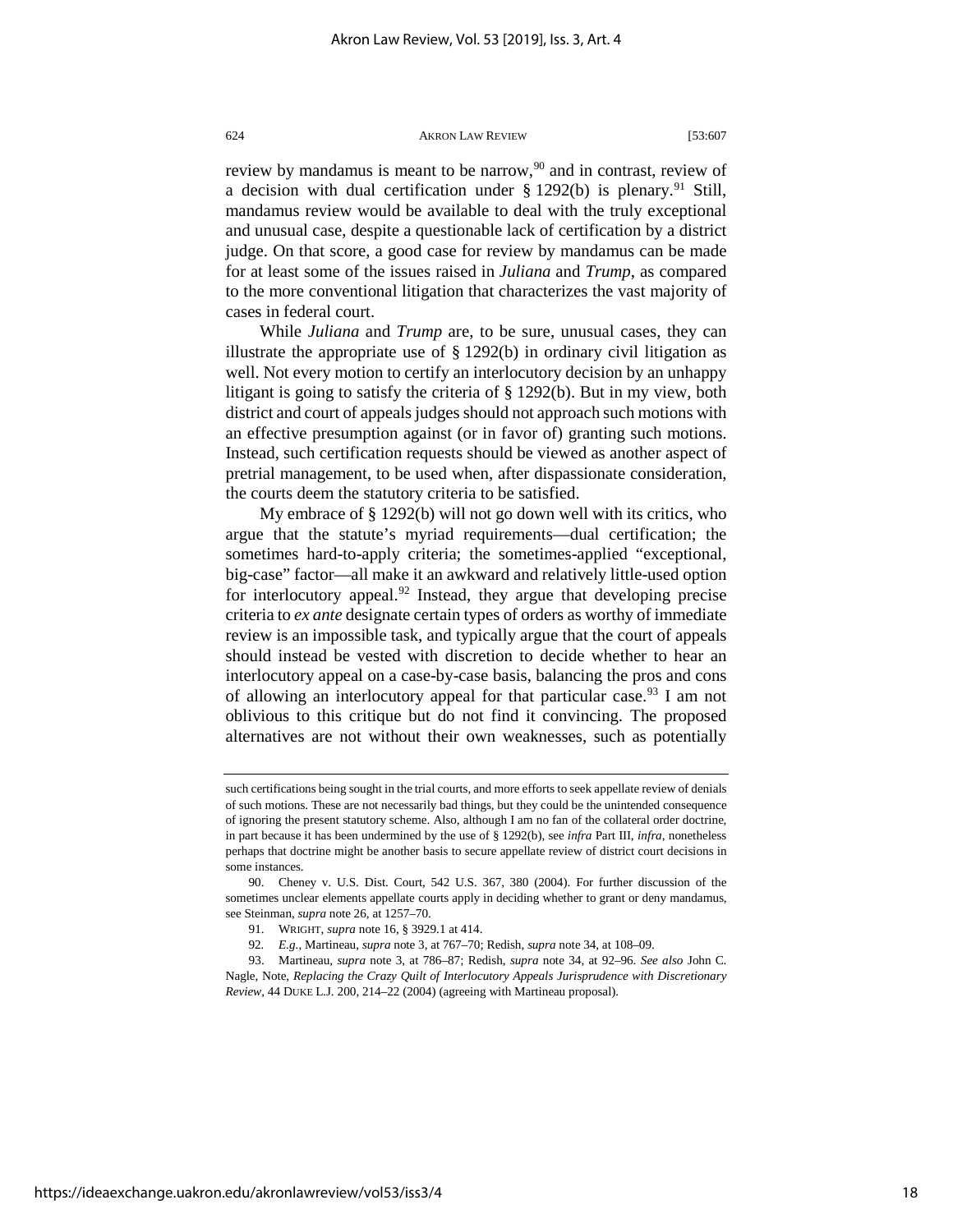review by mandamus is meant to be narrow,[90] and in contrast, review of a decision with dual certification under § 1292(b) is plenary.[91] Still, mandamus review would be available to deal with the truly exceptional and unusual case, despite a questionable lack of certification by a district judge. On that score, a good case for review by mandamus can be made for at least some of the issues raised in *Juliana* and *Trump*, as compared to the more conventional litigation that characterizes the vast majority of cases in federal court.

While *Juliana* and *Trump* are, to be sure, unusual cases, they can illustrate the appropriate use of § 1292(b) in ordinary civil litigation as well. Not every motion to certify an interlocutory decision by an unhappy litigant is going to satisfy the criteria of § 1292(b). But in my view, both district and court of appeals judges should not approach such motions with an effective presumption against (or in favor of) granting such motions. Instead, such certification requests should be viewed as another aspect of pretrial management, to be used when, after dispassionate consideration, the courts deem the statutory criteria to be satisfied.

My embrace of § 1292(b) will not go down well with its critics, who argue that the statute's myriad requirements—dual certification; the sometimes hard-to-apply criteria; the sometimes-applied "exceptional, big-case" factor—all make it an awkward and relatively little-used option for interlocutory appeal.[92] Instead, they argue that developing precise criteria to *ex ante* designate certain types of orders as worthy of immediate review is an impossible task, and typically argue that the court of appeals should instead be vested with discretion to decide whether to hear an interlocutory appeal on a case-by-case basis, balancing the pros and cons of allowing an interlocutory appeal for that particular case.[93] I am not oblivious to this critique but do not find it convincing. The proposed alternatives are not without their own weaknesses, such as potentially

---

such certifications being sought in the trial courts, and more efforts to seek appellate review of denials of such motions. These are not necessarily bad things, but they could be the unintended consequence of ignoring the present statutory scheme. Also, although I am no fan of the collateral order doctrine, in part because it has been undermined by the use of § 1292(b), see *infra* Part III, *infra*, nonetheless perhaps that doctrine might be another basis to secure appellate review of district court decisions in some instances.

90. Cheney v. U.S. Dist. Court, 542 U.S. 367, 380 (2004). For further discussion of the sometimes unclear elements appellate courts apply in deciding whether to grant or deny mandamus, see Steinman, *supra* note 26, at 1257–70.

91. WRIGHT, *supra* note 16, § 3929.1 at 414.

92. *E.g.*, Martineau, *supra* note 3, at 767–70; Redish, *supra* note 34, at 108–09.

93. Martineau, *supra* note 3, at 786–87; Redish, *supra* note 34, at 92–96. *See also* John C. Nagle, Note, *Replacing the Crazy Quilt of Interlocutory Appeals Jurisprudence with Discretionary Review*, 44 DUKE L.J. 200, 214–22 (2004) (agreeing with Martineau proposal).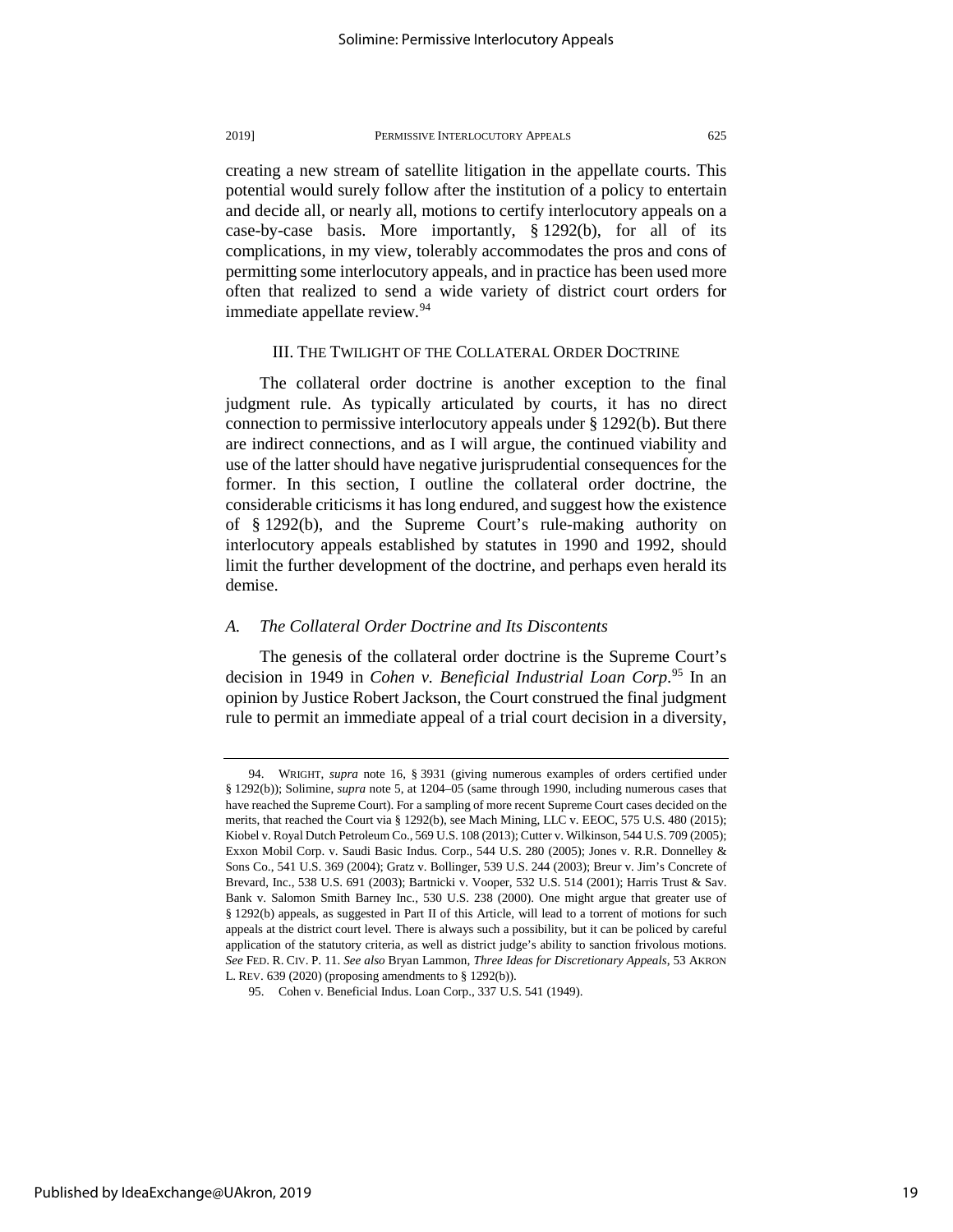creating a new stream of satellite litigation in the appellate courts. This potential would surely follow after the institution of a policy to entertain and decide all, or nearly all, motions to certify interlocutory appeals on a case-by-case basis. More importantly, § 1292(b), for all of its complications, in my view, tolerably accommodates the pros and cons of permitting some interlocutory appeals, and in practice has been used more often that realized to send a wide variety of district court orders for immediate appellate review.[94]

## III. The Twilight of the Collateral Order Doctrine

The collateral order doctrine is another exception to the final judgment rule. As typically articulated by courts, it has no direct connection to permissive interlocutory appeals under § 1292(b). But there are indirect connections, and as I will argue, the continued viability and use of the latter should have negative jurisprudential consequences for the former. In this section, I outline the collateral order doctrine, the considerable criticisms it has long endured, and suggest how the existence of § 1292(b), and the Supreme Court's rule-making authority on interlocutory appeals established by statutes in 1990 and 1992, should limit the further development of the doctrine, and perhaps even herald its demise.

### *A. The Collateral Order Doctrine and Its Discontents*

The genesis of the collateral order doctrine is the Supreme Court's decision in 1949 in *Cohen v. Beneficial Industrial Loan Corp.*[95] In an opinion by Justice Robert Jackson, the Court construed the final judgment rule to permit an immediate appeal of a trial court decision in a diversity,

---

94. WRIGHT, *supra* note 16, § 3931 (giving numerous examples of orders certified under § 1292(b)); Solimine, *supra* note 5, at 1204–05 (same through 1990, including numerous cases that have reached the Supreme Court). For a sampling of more recent Supreme Court cases decided on the merits, that reached the Court via § 1292(b), see Mach Mining, LLC v. EEOC, 575 U.S. 480 (2015); Kiobel v. Royal Dutch Petroleum Co., 569 U.S. 108 (2013); Cutter v. Wilkinson, 544 U.S. 709 (2005); Exxon Mobil Corp. v. Saudi Basic Indus. Corp., 544 U.S. 280 (2005); Jones v. R.R. Donnelley & Sons Co., 541 U.S. 369 (2004); Gratz v. Bollinger, 539 U.S. 244 (2003); Breur v. Jim's Concrete of Brevard, Inc., 538 U.S. 691 (2003); Bartnicki v. Vooper, 532 U.S. 514 (2001); Harris Trust & Sav. Bank v. Salomon Smith Barney Inc., 530 U.S. 238 (2000). One might argue that greater use of § 1292(b) appeals, as suggested in Part II of this Article, will lead to a torrent of motions for such appeals at the district court level. There is always such a possibility, but it can be policed by careful application of the statutory criteria, as well as district judge's ability to sanction frivolous motions. *See* FED. R. CIV. P. 11. *See also* Bryan Lammon, *Three Ideas for Discretionary Appeals*, 53 AKRON L. REV. 639 (2020) (proposing amendments to § 1292(b)).

95. Cohen v. Beneficial Indus. Loan Corp., 337 U.S. 541 (1949).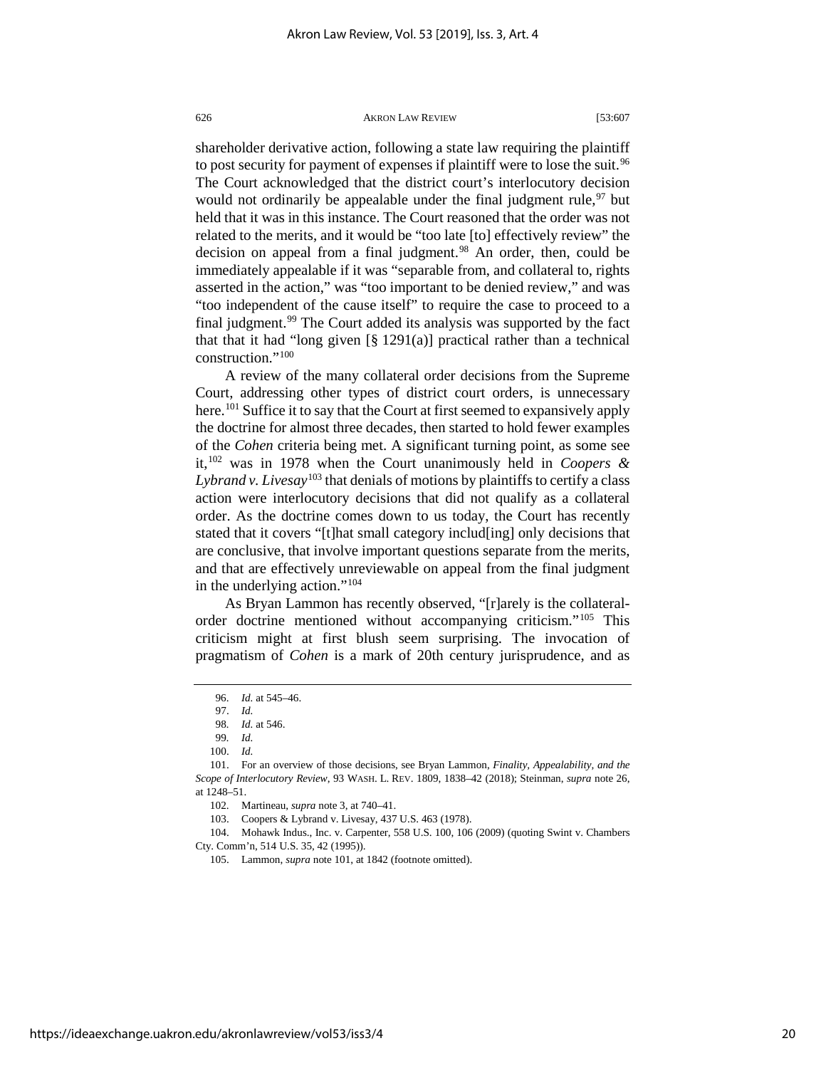shareholder derivative action, following a state law requiring the plaintiff to post security for payment of expenses if plaintiff were to lose the suit.[96] The Court acknowledged that the district court's interlocutory decision would not ordinarily be appealable under the final judgment rule,[97] but held that it was in this instance. The Court reasoned that the order was not related to the merits, and it would be "too late [to] effectively review" the decision on appeal from a final judgment.[98] An order, then, could be immediately appealable if it was "separable from, and collateral to, rights asserted in the action," was "too important to be denied review," and was "too independent of the cause itself" to require the case to proceed to a final judgment.[99] The Court added its analysis was supported by the fact that that it had "long given [§ 1291(a)] practical rather than a technical construction."[100]

A review of the many collateral order decisions from the Supreme Court, addressing other types of district court orders, is unnecessary here.[101] Suffice it to say that the Court at first seemed to expansively apply the doctrine for almost three decades, then started to hold fewer examples of the *Cohen* criteria being met. A significant turning point, as some see it,[102] was in 1978 when the Court unanimously held in *Coopers & Lybrand v. Livesay*[103] that denials of motions by plaintiffs to certify a class action were interlocutory decisions that did not qualify as a collateral order. As the doctrine comes down to us today, the Court has recently stated that it covers "[t]hat small category includ[ing] only decisions that are conclusive, that involve important questions separate from the merits, and that are effectively unreviewable on appeal from the final judgment in the underlying action."[104]

As Bryan Lammon has recently observed, "[r]arely is the collateral-order doctrine mentioned without accompanying criticism."[105] This criticism might at first blush seem surprising. The invocation of pragmatism of *Cohen* is a mark of 20th century jurisprudence, and as

---

96. *Id.* at 545–46.

97. *Id.*

98. *Id.* at 546.

99. *Id.*

100. *Id.*

101. For an overview of those decisions, see Bryan Lammon, *Finality, Appealability, and the Scope of Interlocutory Review*, 93 WASH. L. REV. 1809, 1838–42 (2018); Steinman, *supra* note 26, at 1248–51.

102. Martineau, *supra* note 3, at 740–41.

103. Coopers & Lybrand v. Livesay, 437 U.S. 463 (1978).

104. Mohawk Indus., Inc. v. Carpenter, 558 U.S. 100, 106 (2009) (quoting Swint v. Chambers Cty. Comm'n, 514 U.S. 35, 42 (1995)).

105. Lammon, *supra* note 101, at 1842 (footnote omitted).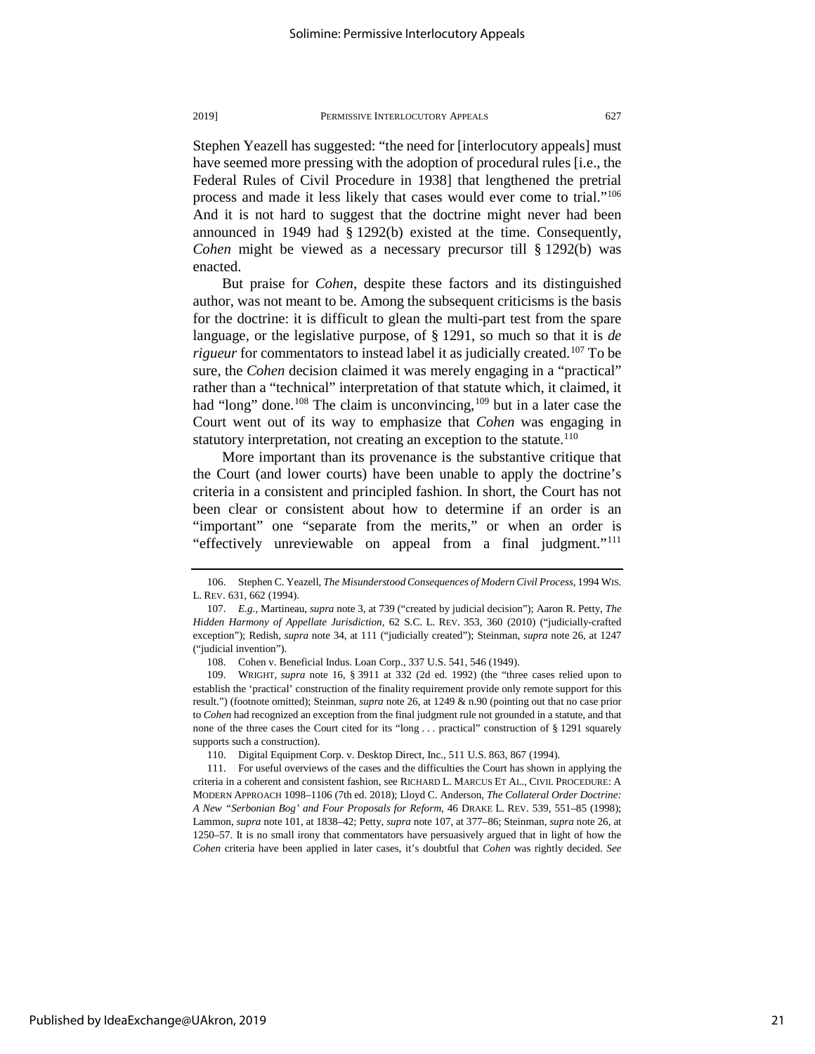Stephen Yeazell has suggested: "the need for [interlocutory appeals] must have seemed more pressing with the adoption of procedural rules [i.e., the Federal Rules of Civil Procedure in 1938] that lengthened the pretrial process and made it less likely that cases would ever come to trial."[106] And it is not hard to suggest that the doctrine might never had been announced in 1949 had § 1292(b) existed at the time. Consequently, *Cohen* might be viewed as a necessary precursor till § 1292(b) was enacted.

But praise for *Cohen*, despite these factors and its distinguished author, was not meant to be. Among the subsequent criticisms is the basis for the doctrine: it is difficult to glean the multi-part test from the spare language, or the legislative purpose, of § 1291, so much so that it is *de rigueur* for commentators to instead label it as judicially created.[107] To be sure, the *Cohen* decision claimed it was merely engaging in a "practical" rather than a "technical" interpretation of that statute which, it claimed, it had "long" done.[108] The claim is unconvincing,[109] but in a later case the Court went out of its way to emphasize that *Cohen* was engaging in statutory interpretation, not creating an exception to the statute.[110]

More important than its provenance is the substantive critique that the Court (and lower courts) have been unable to apply the doctrine's criteria in a consistent and principled fashion. In short, the Court has not been clear or consistent about how to determine if an order is an "important" one "separate from the merits," or when an order is "effectively unreviewable on appeal from a final judgment."[111]

---

106. Stephen C. Yeazell, *The Misunderstood Consequences of Modern Civil Process*, 1994 WIS. L. REV. 631, 662 (1994).

107. *E.g.*, Martineau, *supra* note 3, at 739 ("created by judicial decision"); Aaron R. Petty, *The Hidden Harmony of Appellate Jurisdiction*, 62 S.C. L. REV. 353, 360 (2010) ("judicially-crafted exception"); Redish, *supra* note 34, at 111 ("judicially created"); Steinman, *supra* note 26, at 1247 ("judicial invention").

108. Cohen v. Beneficial Indus. Loan Corp., 337 U.S. 541, 546 (1949).

109. WRIGHT, *supra* note 16, § 3911 at 332 (2d ed. 1992) (the "three cases relied upon to establish the 'practical' construction of the finality requirement provide only remote support for this result.") (footnote omitted); Steinman, *supra* note 26, at 1249 & n.90 (pointing out that no case prior to *Cohen* had recognized an exception from the final judgment rule not grounded in a statute, and that none of the three cases the Court cited for its "long . . . practical" construction of § 1291 squarely supports such a construction).

110. Digital Equipment Corp. v. Desktop Direct, Inc., 511 U.S. 863, 867 (1994).

111. For useful overviews of the cases and the difficulties the Court has shown in applying the criteria in a coherent and consistent fashion, see RICHARD L. MARCUS ET AL., CIVIL PROCEDURE: A MODERN APPROACH 1098–1106 (7th ed. 2018); Lloyd C. Anderson, *The Collateral Order Doctrine: A New "Serbonian Bog" and Four Proposals for Reform*, 46 DRAKE L. REV. 539, 551–85 (1998); Lammon, *supra* note 101, at 1838–42; Petty, *supra* note 107, at 377–86; Steinman, *supra* note 26, at 1250–57. It is no small irony that commentators have persuasively argued that in light of how the *Cohen* criteria have been applied in later cases, it's doubtful that *Cohen* was rightly decided. *See*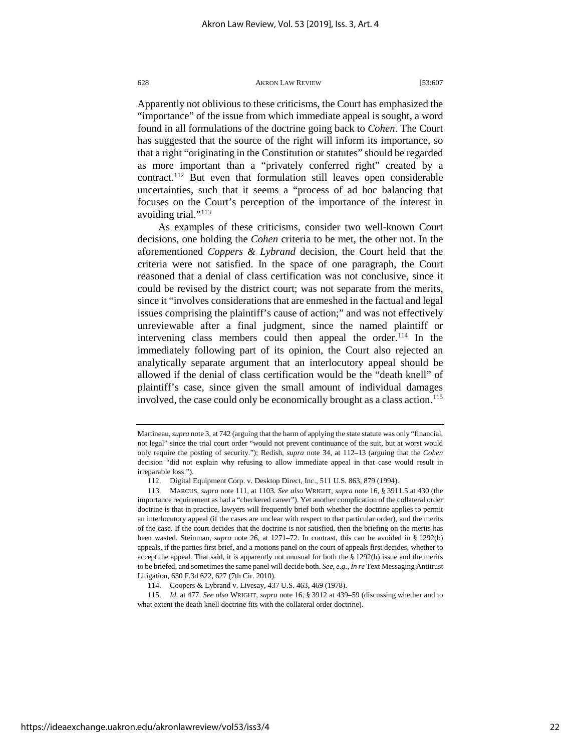Apparently not oblivious to these criticisms, the Court has emphasized the "importance" of the issue from which immediate appeal is sought, a word found in all formulations of the doctrine going back to *Cohen*. The Court has suggested that the source of the right will inform its importance, so that a right "originating in the Constitution or statutes" should be regarded as more important than a "privately conferred right" created by a contract.[112] But even that formulation still leaves open considerable uncertainties, such that it seems a "process of ad hoc balancing that focuses on the Court's perception of the importance of the interest in avoiding trial."[113]

As examples of these criticisms, consider two well-known Court decisions, one holding the *Cohen* criteria to be met, the other not. In the aforementioned *Coppers & Lybrand* decision, the Court held that the criteria were not satisfied. In the space of one paragraph, the Court reasoned that a denial of class certification was not conclusive, since it could be revised by the district court; was not separate from the merits, since it "involves considerations that are enmeshed in the factual and legal issues comprising the plaintiff's cause of action;" and was not effectively unreviewable after a final judgment, since the named plaintiff or intervening class members could then appeal the order.[114] In the immediately following part of its opinion, the Court also rejected an analytically separate argument that an interlocutory appeal should be allowed if the denial of class certification would be the "death knell" of plaintiff's case, since given the small amount of individual damages involved, the case could only be economically brought as a class action.[115]

---

Martineau, *supra* note 3, at 742 (arguing that the harm of applying the state statute was only "financial, not legal" since the trial court order "would not prevent continuance of the suit, but at worst would only require the posting of security."); Redish, *supra* note 34, at 112–13 (arguing that the *Cohen* decision "did not explain why refusing to allow immediate appeal in that case would result in irreparable loss.").

112. Digital Equipment Corp. v. Desktop Direct, Inc., 511 U.S. 863, 879 (1994).

113. MARCUS, *supra* note 111, at 1103. *See also* WRIGHT, *supra* note 16, § 3911.5 at 430 (the importance requirement as had a "checkered career"). Yet another complication of the collateral order doctrine is that in practice, lawyers will frequently brief both whether the doctrine applies to permit an interlocutory appeal (if the cases are unclear with respect to that particular order), and the merits of the case. If the court decides that the doctrine is not satisfied, then the briefing on the merits has been wasted. Steinman, *supra* note 26, at 1271–72. In contrast, this can be avoided in § 1292(b) appeals, if the parties first brief, and a motions panel on the court of appeals first decides, whether to accept the appeal. That said, it is apparently not unusual for both the § 1292(b) issue and the merits to be briefed, and sometimes the same panel will decide both. *See, e.g.*, *In re* Text Messaging Antitrust Litigation, 630 F.3d 622, 627 (7th Cir. 2010).

114. Coopers & Lybrand v. Livesay, 437 U.S. 463, 469 (1978).

115. *Id.* at 477. *See also* WRIGHT, *supra* note 16, § 3912 at 439–59 (discussing whether and to what extent the death knell doctrine fits with the collateral order doctrine).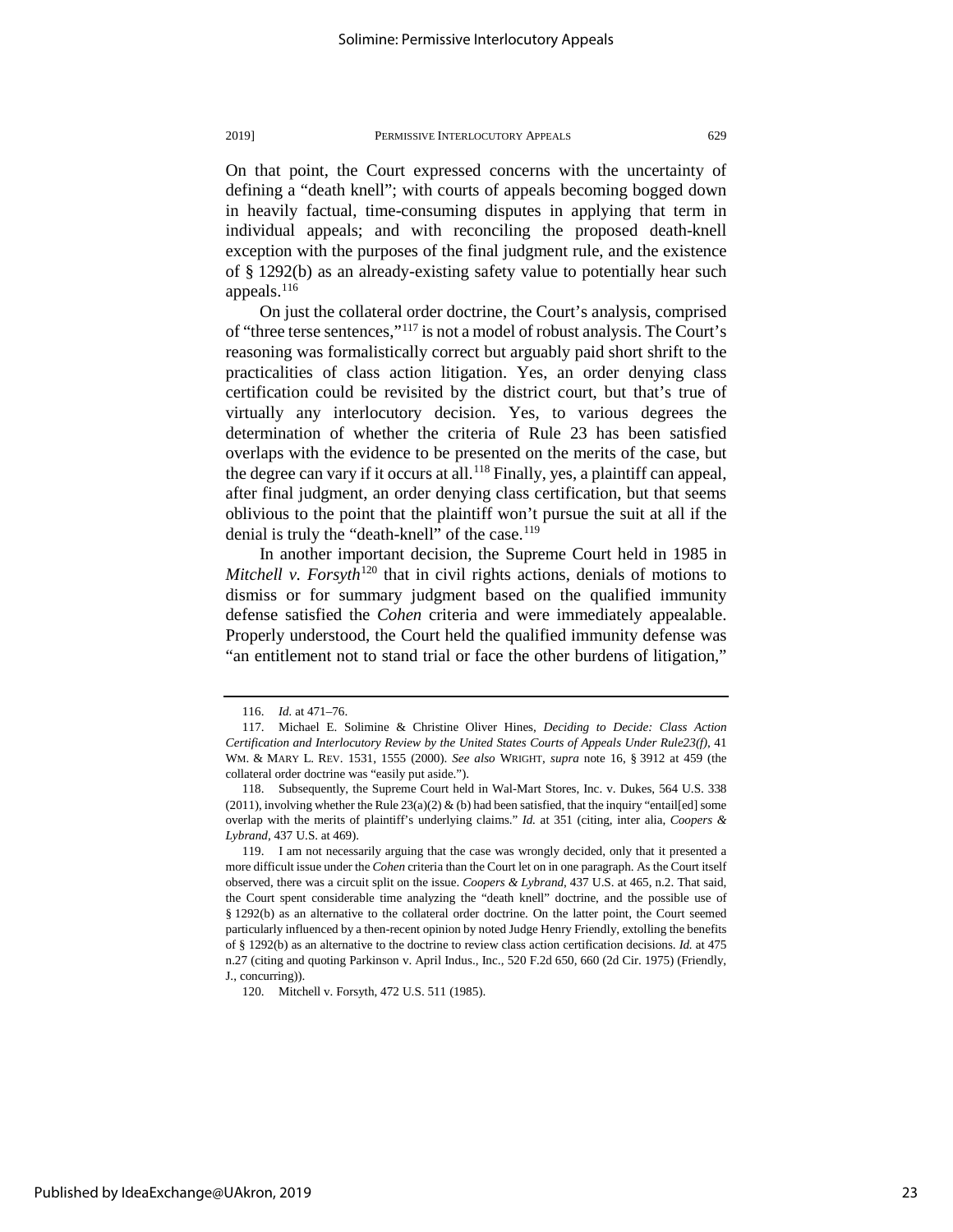On that point, the Court expressed concerns with the uncertainty of defining a "death knell"; with courts of appeals becoming bogged down in heavily factual, time-consuming disputes in applying that term in individual appeals; and with reconciling the proposed death-knell exception with the purposes of the final judgment rule, and the existence of § 1292(b) as an already-existing safety value to potentially hear such appeals.[116]

On just the collateral order doctrine, the Court's analysis, comprised of "three terse sentences,"[117] is not a model of robust analysis. The Court's reasoning was formalistically correct but arguably paid short shrift to the practicalities of class action litigation. Yes, an order denying class certification could be revisited by the district court, but that's true of virtually any interlocutory decision. Yes, to various degrees the determination of whether the criteria of Rule 23 has been satisfied overlaps with the evidence to be presented on the merits of the case, but the degree can vary if it occurs at all.[118] Finally, yes, a plaintiff can appeal, after final judgment, an order denying class certification, but that seems oblivious to the point that the plaintiff won't pursue the suit at all if the denial is truly the "death-knell" of the case.[119]

In another important decision, the Supreme Court held in 1985 in *Mitchell v. Forsyth*[120] that in civil rights actions, denials of motions to dismiss or for summary judgment based on the qualified immunity defense satisfied the *Cohen* criteria and were immediately appealable. Properly understood, the Court held the qualified immunity defense was "an entitlement not to stand trial or face the other burdens of litigation,"

---

116. *Id.* at 471–76.

117. Michael E. Solimine & Christine Oliver Hines, *Deciding to Decide: Class Action Certification and Interlocutory Review by the United States Courts of Appeals Under Rule23(f)*, 41 WM. & MARY L. REV. 1531, 1555 (2000). *See also* WRIGHT, *supra* note 16, § 3912 at 459 (the collateral order doctrine was "easily put aside.").

118. Subsequently, the Supreme Court held in Wal-Mart Stores, Inc. v. Dukes, 564 U.S. 338 (2011), involving whether the Rule 23(a)(2) & (b) had been satisfied, that the inquiry "entail[ed] some overlap with the merits of plaintiff's underlying claims." *Id.* at 351 (citing, inter alia, *Coopers & Lybrand*, 437 U.S. at 469).

119. I am not necessarily arguing that the case was wrongly decided, only that it presented a more difficult issue under the *Cohen* criteria than the Court let on in one paragraph. As the Court itself observed, there was a circuit split on the issue. *Coopers & Lybrand*, 437 U.S. at 465, n.2. That said, the Court spent considerable time analyzing the "death knell" doctrine, and the possible use of § 1292(b) as an alternative to the collateral order doctrine. On the latter point, the Court seemed particularly influenced by a then-recent opinion by noted Judge Henry Friendly, extolling the benefits of § 1292(b) as an alternative to the doctrine to review class action certification decisions. *Id.* at 475 n.27 (citing and quoting Parkinson v. April Indus., Inc., 520 F.2d 650, 660 (2d Cir. 1975) (Friendly, J., concurring)).

120. Mitchell v. Forsyth, 472 U.S. 511 (1985).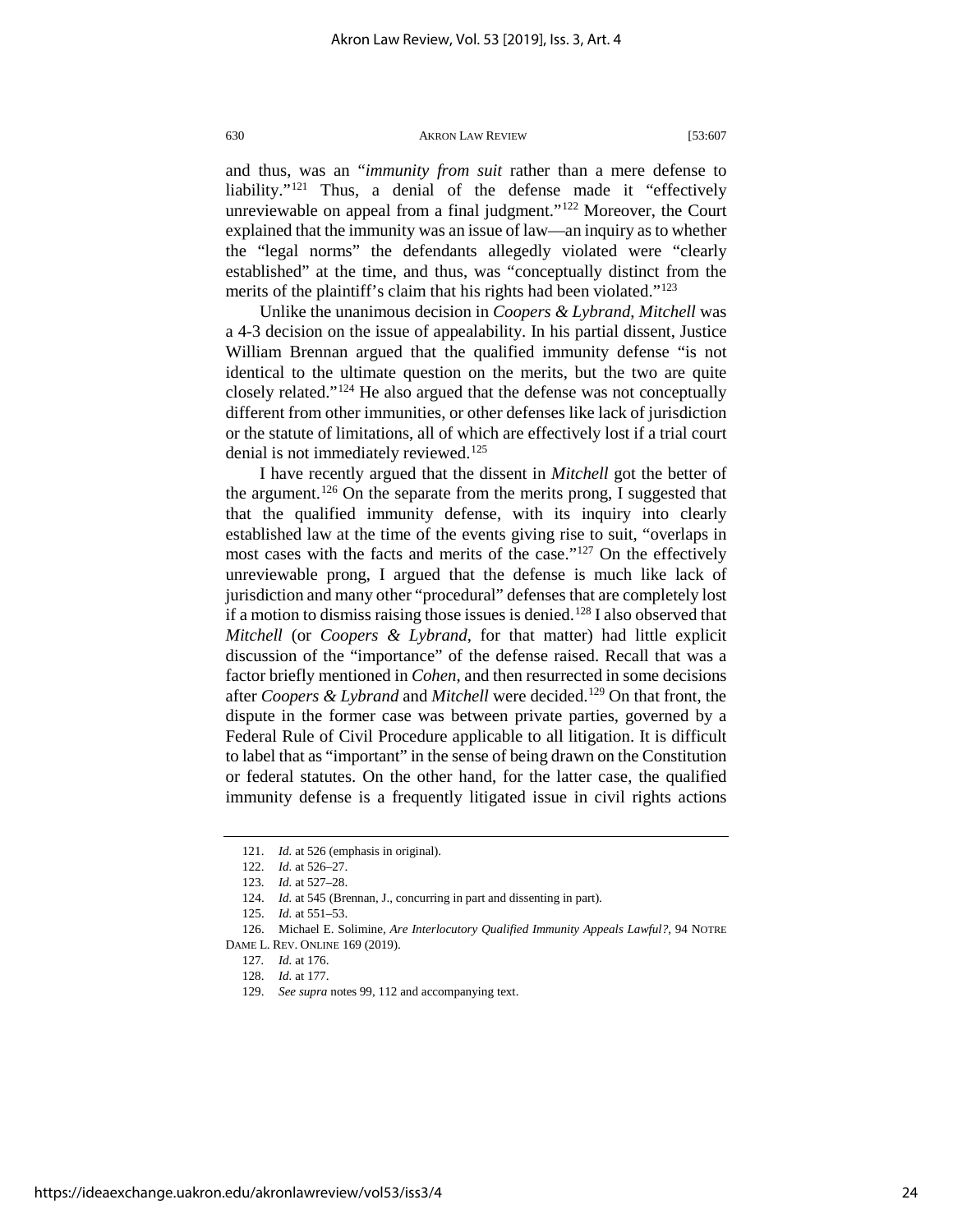and thus, was an "*immunity from suit* rather than a mere defense to liability."[121] Thus, a denial of the defense made it "effectively unreviewable on appeal from a final judgment."[122] Moreover, the Court explained that the immunity was an issue of law—an inquiry as to whether the "legal norms" the defendants allegedly violated were "clearly established" at the time, and thus, was "conceptually distinct from the merits of the plaintiff's claim that his rights had been violated."[123]

Unlike the unanimous decision in *Coopers & Lybrand*, *Mitchell* was a 4-3 decision on the issue of appealability. In his partial dissent, Justice William Brennan argued that the qualified immunity defense "is not identical to the ultimate question on the merits, but the two are quite closely related."[124] He also argued that the defense was not conceptually different from other immunities, or other defenses like lack of jurisdiction or the statute of limitations, all of which are effectively lost if a trial court denial is not immediately reviewed.[125]

I have recently argued that the dissent in *Mitchell* got the better of the argument.[126] On the separate from the merits prong, I suggested that that the qualified immunity defense, with its inquiry into clearly established law at the time of the events giving rise to suit, "overlaps in most cases with the facts and merits of the case."[127] On the effectively unreviewable prong, I argued that the defense is much like lack of jurisdiction and many other "procedural" defenses that are completely lost if a motion to dismiss raising those issues is denied.[128] I also observed that *Mitchell* (or *Coopers & Lybrand*, for that matter) had little explicit discussion of the "importance" of the defense raised. Recall that was a factor briefly mentioned in *Cohen*, and then resurrected in some decisions after *Coopers & Lybrand* and *Mitchell* were decided.[129] On that front, the dispute in the former case was between private parties, governed by a Federal Rule of Civil Procedure applicable to all litigation. It is difficult to label that as "important" in the sense of being drawn on the Constitution or federal statutes. On the other hand, for the latter case, the qualified immunity defense is a frequently litigated issue in civil rights actions

---

121. *Id.* at 526 (emphasis in original).

122. *Id.* at 526–27.

123. *Id.* at 527–28.

124. *Id.* at 545 (Brennan, J., concurring in part and dissenting in part).

125. *Id.* at 551–53.

126. Michael E. Solimine, *Are Interlocutory Qualified Immunity Appeals Lawful?*, 94 NOTRE DAME L. REV. ONLINE 169 (2019).

127. *Id.* at 176.

128. *Id.* at 177.

129. *See supra* notes 99, 112 and accompanying text.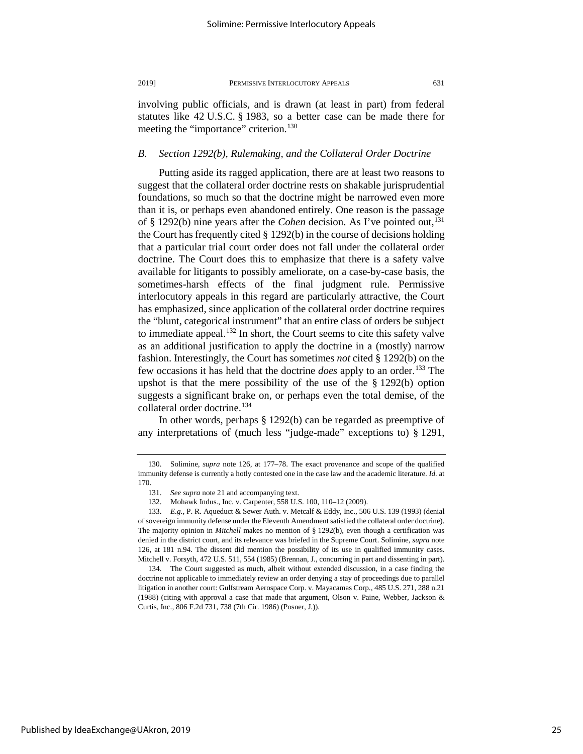involving public officials, and is drawn (at least in part) from federal statutes like 42 U.S.C. § 1983, so a better case can be made there for meeting the "importance" criterion.[130]

### *B. Section 1292(b), Rulemaking, and the Collateral Order Doctrine*

Putting aside its ragged application, there are at least two reasons to suggest that the collateral order doctrine rests on shakable jurisprudential foundations, so much so that the doctrine might be narrowed even more than it is, or perhaps even abandoned entirely. One reason is the passage of § 1292(b) nine years after the *Cohen* decision. As I've pointed out,[131] the Court has frequently cited § 1292(b) in the course of decisions holding that a particular trial court order does not fall under the collateral order doctrine. The Court does this to emphasize that there is a safety valve available for litigants to possibly ameliorate, on a case-by-case basis, the sometimes-harsh effects of the final judgment rule. Permissive interlocutory appeals in this regard are particularly attractive, the Court has emphasized, since application of the collateral order doctrine requires the "blunt, categorical instrument" that an entire class of orders be subject to immediate appeal.[132] In short, the Court seems to cite this safety valve as an additional justification to apply the doctrine in a (mostly) narrow fashion. Interestingly, the Court has sometimes *not* cited § 1292(b) on the few occasions it has held that the doctrine *does* apply to an order.[133] The upshot is that the mere possibility of the use of the § 1292(b) option suggests a significant brake on, or perhaps even the total demise, of the collateral order doctrine.[134]

In other words, perhaps § 1292(b) can be regarded as preemptive of any interpretations of (much less "judge-made" exceptions to) § 1291,

---

130. Solimine, *supra* note 126, at 177–78. The exact provenance and scope of the qualified immunity defense is currently a hotly contested one in the case law and the academic literature. *Id.* at 170.

131. *See supra* note 21 and accompanying text.

132. Mohawk Indus., Inc. v. Carpenter, 558 U.S. 100, 110–12 (2009).

133. *E.g.*, P. R. Aqueduct & Sewer Auth. v. Metcalf & Eddy, Inc., 506 U.S. 139 (1993) (denial of sovereign immunity defense under the Eleventh Amendment satisfied the collateral order doctrine). The majority opinion in *Mitchell* makes no mention of § 1292(b), even though a certification was denied in the district court, and its relevance was briefed in the Supreme Court. Solimine, *supra* note 126, at 181 n.94. The dissent did mention the possibility of its use in qualified immunity cases. Mitchell v. Forsyth, 472 U.S. 511, 554 (1985) (Brennan, J., concurring in part and dissenting in part).

134. The Court suggested as much, albeit without extended discussion, in a case finding the doctrine not applicable to immediately review an order denying a stay of proceedings due to parallel litigation in another court: Gulfstream Aerospace Corp. v. Mayacamas Corp., 485 U.S. 271, 288 n.21 (1988) (citing with approval a case that made that argument, Olson v. Paine, Webber, Jackson & Curtis, Inc., 806 F.2d 731, 738 (7th Cir. 1986) (Posner, J.)).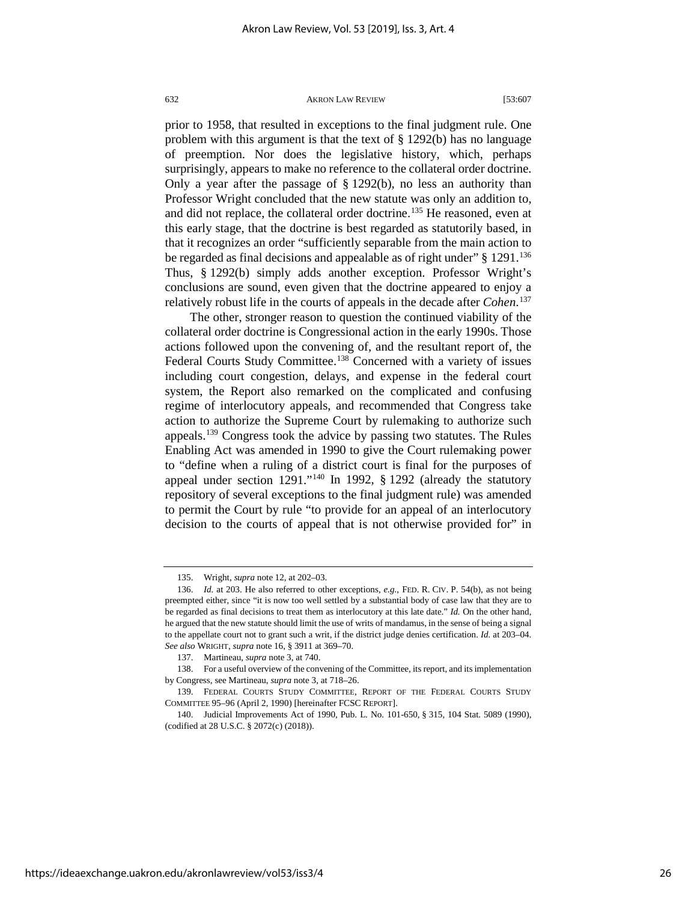prior to 1958, that resulted in exceptions to the final judgment rule. One problem with this argument is that the text of § 1292(b) has no language of preemption. Nor does the legislative history, which, perhaps surprisingly, appears to make no reference to the collateral order doctrine. Only a year after the passage of § 1292(b), no less an authority than Professor Wright concluded that the new statute was only an addition to, and did not replace, the collateral order doctrine.[135] He reasoned, even at this early stage, that the doctrine is best regarded as statutorily based, in that it recognizes an order "sufficiently separable from the main action to be regarded as final decisions and appealable as of right under" § 1291.[136] Thus, § 1292(b) simply adds another exception. Professor Wright's conclusions are sound, even given that the doctrine appeared to enjoy a relatively robust life in the courts of appeals in the decade after *Cohen.*[137]

The other, stronger reason to question the continued viability of the collateral order doctrine is Congressional action in the early 1990s. Those actions followed upon the convening of, and the resultant report of, the Federal Courts Study Committee.[138] Concerned with a variety of issues including court congestion, delays, and expense in the federal court system, the Report also remarked on the complicated and confusing regime of interlocutory appeals, and recommended that Congress take action to authorize the Supreme Court by rulemaking to authorize such appeals.[139] Congress took the advice by passing two statutes. The Rules Enabling Act was amended in 1990 to give the Court rulemaking power to "define when a ruling of a district court is final for the purposes of appeal under section 1291."[140] In 1992, § 1292 (already the statutory repository of several exceptions to the final judgment rule) was amended to permit the Court by rule "to provide for an appeal of an interlocutory decision to the courts of appeal that is not otherwise provided for" in

---

135. Wright, *supra* note 12, at 202–03.

136. *Id.* at 203. He also referred to other exceptions, *e.g.*, FED. R. CIV. P. 54(b), as not being preempted either, since "it is now too well settled by a substantial body of case law that they are to be regarded as final decisions to treat them as interlocutory at this late date." *Id.* On the other hand, he argued that the new statute should limit the use of writs of mandamus, in the sense of being a signal to the appellate court not to grant such a writ, if the district judge denies certification. *Id.* at 203–04. *See also* WRIGHT, *supra* note 16, § 3911 at 369–70.

137. Martineau, *supra* note 3, at 740.

138. For a useful overview of the convening of the Committee, its report, and its implementation by Congress, see Martineau, *supra* note 3, at 718–26.

139. FEDERAL COURTS STUDY COMMITTEE, REPORT OF THE FEDERAL COURTS STUDY COMMITTEE 95–96 (April 2, 1990) [hereinafter FCSC REPORT].

140. Judicial Improvements Act of 1990, Pub. L. No. 101-650, § 315, 104 Stat. 5089 (1990), (codified at 28 U.S.C. § 2072(c) (2018)).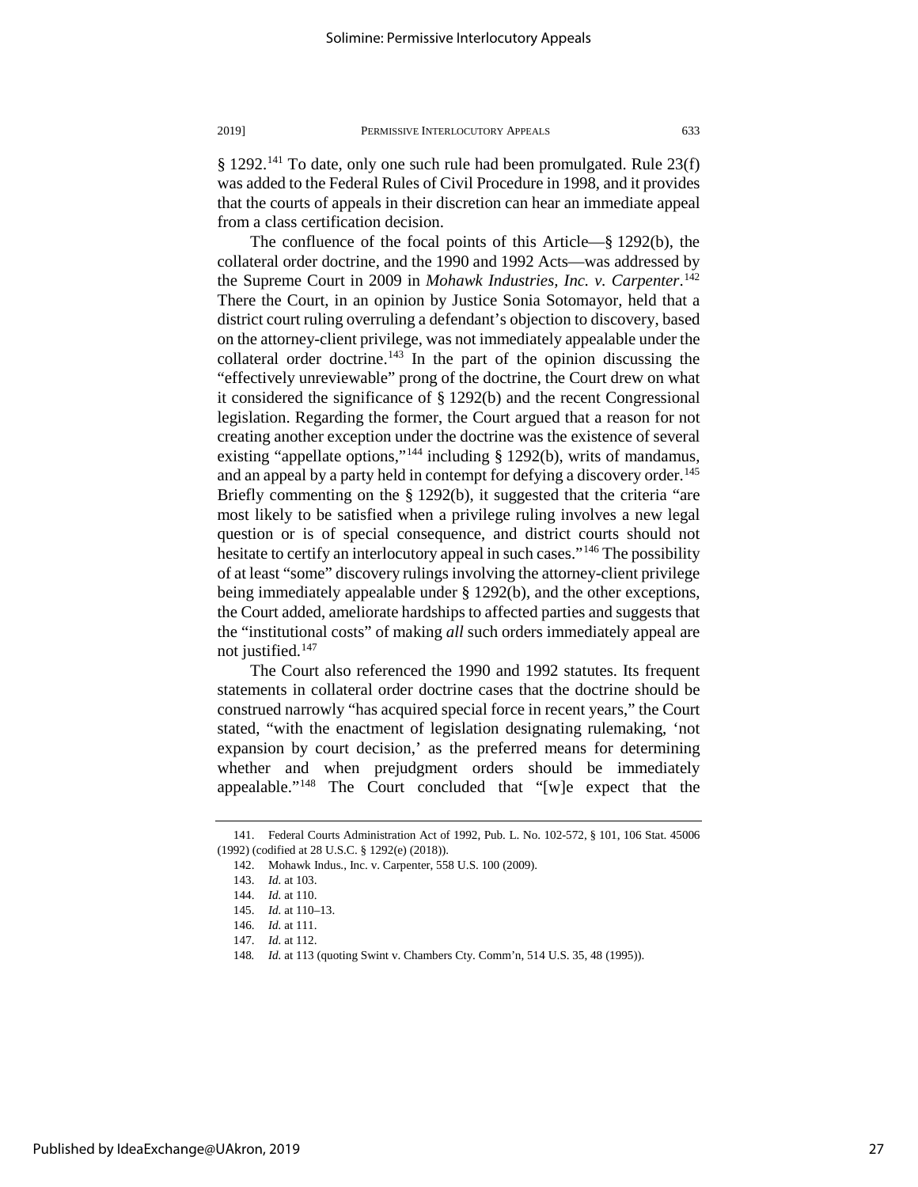§ 1292.[141] To date, only one such rule had been promulgated. Rule 23(f) was added to the Federal Rules of Civil Procedure in 1998, and it provides that the courts of appeals in their discretion can hear an immediate appeal from a class certification decision.

The confluence of the focal points of this Article—§ 1292(b), the collateral order doctrine, and the 1990 and 1992 Acts—was addressed by the Supreme Court in 2009 in *Mohawk Industries, Inc. v. Carpenter*.[142] There the Court, in an opinion by Justice Sonia Sotomayor, held that a district court ruling overruling a defendant's objection to discovery, based on the attorney-client privilege, was not immediately appealable under the collateral order doctrine.[143] In the part of the opinion discussing the "effectively unreviewable" prong of the doctrine, the Court drew on what it considered the significance of § 1292(b) and the recent Congressional legislation. Regarding the former, the Court argued that a reason for not creating another exception under the doctrine was the existence of several existing "appellate options,"[144] including § 1292(b), writs of mandamus, and an appeal by a party held in contempt for defying a discovery order.[145] Briefly commenting on the § 1292(b), it suggested that the criteria "are most likely to be satisfied when a privilege ruling involves a new legal question or is of special consequence, and district courts should not hesitate to certify an interlocutory appeal in such cases."[146] The possibility of at least "some" discovery rulings involving the attorney-client privilege being immediately appealable under § 1292(b), and the other exceptions, the Court added, ameliorate hardships to affected parties and suggests that the "institutional costs" of making *all* such orders immediately appeal are not justified.[147]

The Court also referenced the 1990 and 1992 statutes. Its frequent statements in collateral order doctrine cases that the doctrine should be construed narrowly "has acquired special force in recent years," the Court stated, "with the enactment of legislation designating rulemaking, 'not expansion by court decision,' as the preferred means for determining whether and when prejudgment orders should be immediately appealable."[148] The Court concluded that "[w]e expect that the

---

141. Federal Courts Administration Act of 1992, Pub. L. No. 102-572, § 101, 106 Stat. 45006 (1992) (codified at 28 U.S.C. § 1292(e) (2018)).

142. Mohawk Indus., Inc. v. Carpenter, 558 U.S. 100 (2009).

143. *Id.* at 103.

144. *Id.* at 110.

145. *Id.* at 110–13.

146. *Id.* at 111.

147. *Id.* at 112.

148. *Id.* at 113 (quoting Swint v. Chambers Cty. Comm'n, 514 U.S. 35, 48 (1995)).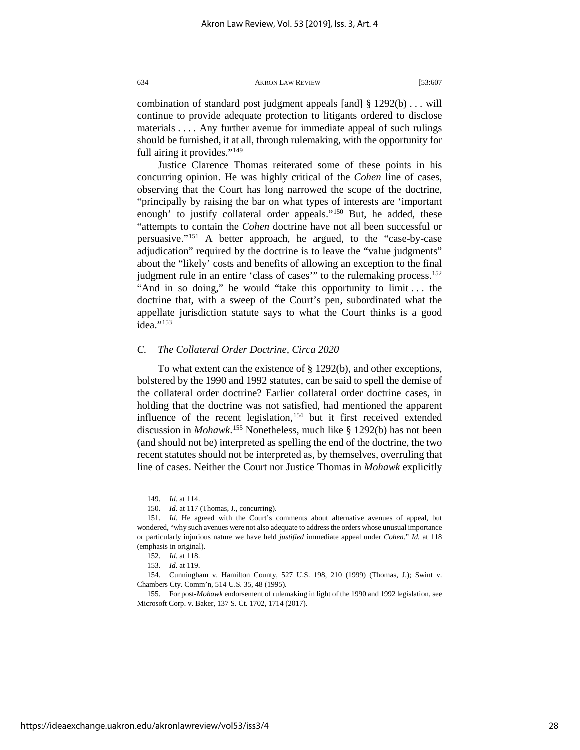combination of standard post judgment appeals [and] § 1292(b) . . . will continue to provide adequate protection to litigants ordered to disclose materials . . . . Any further avenue for immediate appeal of such rulings should be furnished, it at all, through rulemaking, with the opportunity for full airing it provides."[149]

Justice Clarence Thomas reiterated some of these points in his concurring opinion. He was highly critical of the *Cohen* line of cases, observing that the Court has long narrowed the scope of the doctrine, "principally by raising the bar on what types of interests are 'important enough' to justify collateral order appeals."[150] But, he added, these "attempts to contain the *Cohen* doctrine have not all been successful or persuasive."[151] A better approach, he argued, to the "case-by-case adjudication" required by the doctrine is to leave the "value judgments" about the "likely' costs and benefits of allowing an exception to the final judgment rule in an entire 'class of cases'" to the rulemaking process.[152] "And in so doing," he would "take this opportunity to limit . . . the doctrine that, with a sweep of the Court's pen, subordinated what the appellate jurisdiction statute says to what the Court thinks is a good idea."[153]

### *C. The Collateral Order Doctrine, Circa 2020*

To what extent can the existence of § 1292(b), and other exceptions, bolstered by the 1990 and 1992 statutes, can be said to spell the demise of the collateral order doctrine? Earlier collateral order doctrine cases, in holding that the doctrine was not satisfied, had mentioned the apparent influence of the recent legislation,[154] but it first received extended discussion in *Mohawk*.[155] Nonetheless, much like § 1292(b) has not been (and should not be) interpreted as spelling the end of the doctrine, the two recent statutes should not be interpreted as, by themselves, overruling that line of cases. Neither the Court nor Justice Thomas in *Mohawk* explicitly

---

149. *Id.* at 114.

150. *Id.* at 117 (Thomas, J., concurring).

151. *Id.* He agreed with the Court's comments about alternative avenues of appeal, but wondered, "why such avenues were not also adequate to address the orders whose unusual importance or particularly injurious nature we have held *justified* immediate appeal under *Cohen*." *Id.* at 118 (emphasis in original).

152. *Id.* at 118.

153. *Id.* at 119.

154. Cunningham v. Hamilton County, 527 U.S. 198, 210 (1999) (Thomas, J.); Swint v. Chambers Cty. Comm'n, 514 U.S. 35, 48 (1995).

155. For post-*Mohawk* endorsement of rulemaking in light of the 1990 and 1992 legislation, see Microsoft Corp. v. Baker, 137 S. Ct. 1702, 1714 (2017).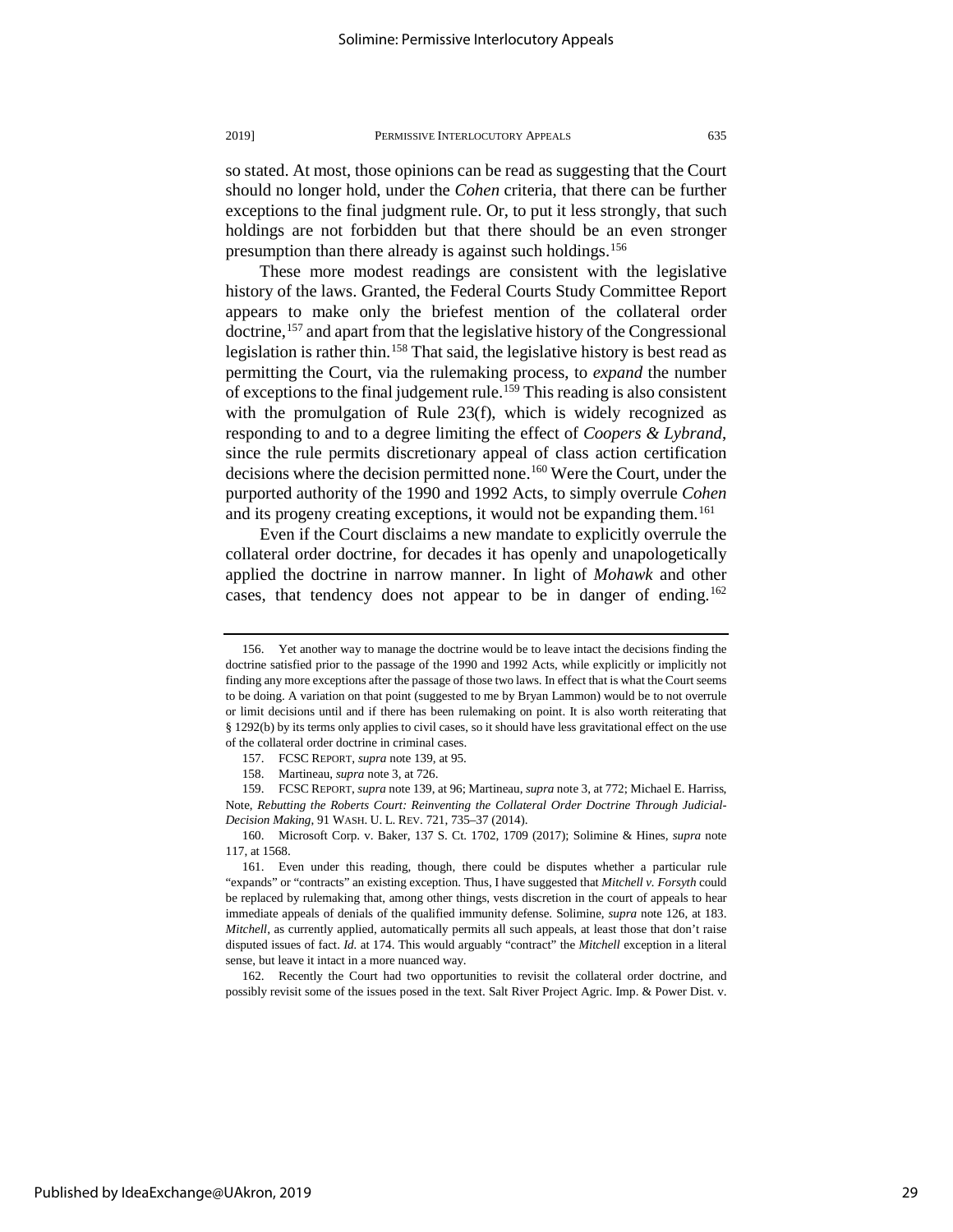so stated. At most, those opinions can be read as suggesting that the Court should no longer hold, under the *Cohen* criteria, that there can be further exceptions to the final judgment rule. Or, to put it less strongly, that such holdings are not forbidden but that there should be an even stronger presumption than there already is against such holdings.[156]

These more modest readings are consistent with the legislative history of the laws. Granted, the Federal Courts Study Committee Report appears to make only the briefest mention of the collateral order doctrine,[157] and apart from that the legislative history of the Congressional legislation is rather thin.[158] That said, the legislative history is best read as permitting the Court, via the rulemaking process, to *expand* the number of exceptions to the final judgement rule.[159] This reading is also consistent with the promulgation of Rule 23(f), which is widely recognized as responding to and to a degree limiting the effect of *Coopers & Lybrand*, since the rule permits discretionary appeal of class action certification decisions where the decision permitted none.[160] Were the Court, under the purported authority of the 1990 and 1992 Acts, to simply overrule *Cohen* and its progeny creating exceptions, it would not be expanding them.[161]

Even if the Court disclaims a new mandate to explicitly overrule the collateral order doctrine, for decades it has openly and unapologetically applied the doctrine in narrow manner. In light of *Mohawk* and other cases, that tendency does not appear to be in danger of ending.[162]

---

156. Yet another way to manage the doctrine would be to leave intact the decisions finding the doctrine satisfied prior to the passage of the 1990 and 1992 Acts, while explicitly or implicitly not finding any more exceptions after the passage of those two laws. In effect that is what the Court seems to be doing. A variation on that point (suggested to me by Bryan Lammon) would be to not overrule or limit decisions until and if there has been rulemaking on point. It is also worth reiterating that § 1292(b) by its terms only applies to civil cases, so it should have less gravitational effect on the use of the collateral order doctrine in criminal cases.

157. FCSC REPORT, *supra* note 139, at 95.

158. Martineau, *supra* note 3, at 726.

159. FCSC REPORT, *supra* note 139, at 96; Martineau, *supra* note 3, at 772; Michael E. Harriss, Note, *Rebutting the Roberts Court: Reinventing the Collateral Order Doctrine Through Judicial-Decision Making*, 91 WASH. U. L. REV. 721, 735–37 (2014).

160. Microsoft Corp. v. Baker, 137 S. Ct. 1702, 1709 (2017); Solimine & Hines, *supra* note 117, at 1568.

161. Even under this reading, though, there could be disputes whether a particular rule "expands" or "contracts" an existing exception. Thus, I have suggested that *Mitchell v. Forsyth* could be replaced by rulemaking that, among other things, vests discretion in the court of appeals to hear immediate appeals of denials of the qualified immunity defense. Solimine, *supra* note 126, at 183. *Mitchell*, as currently applied, automatically permits all such appeals, at least those that don't raise disputed issues of fact. *Id.* at 174. This would arguably "contract" the *Mitchell* exception in a literal sense, but leave it intact in a more nuanced way.

162. Recently the Court had two opportunities to revisit the collateral order doctrine, and possibly revisit some of the issues posed in the text. Salt River Project Agric. Imp. & Power Dist. v.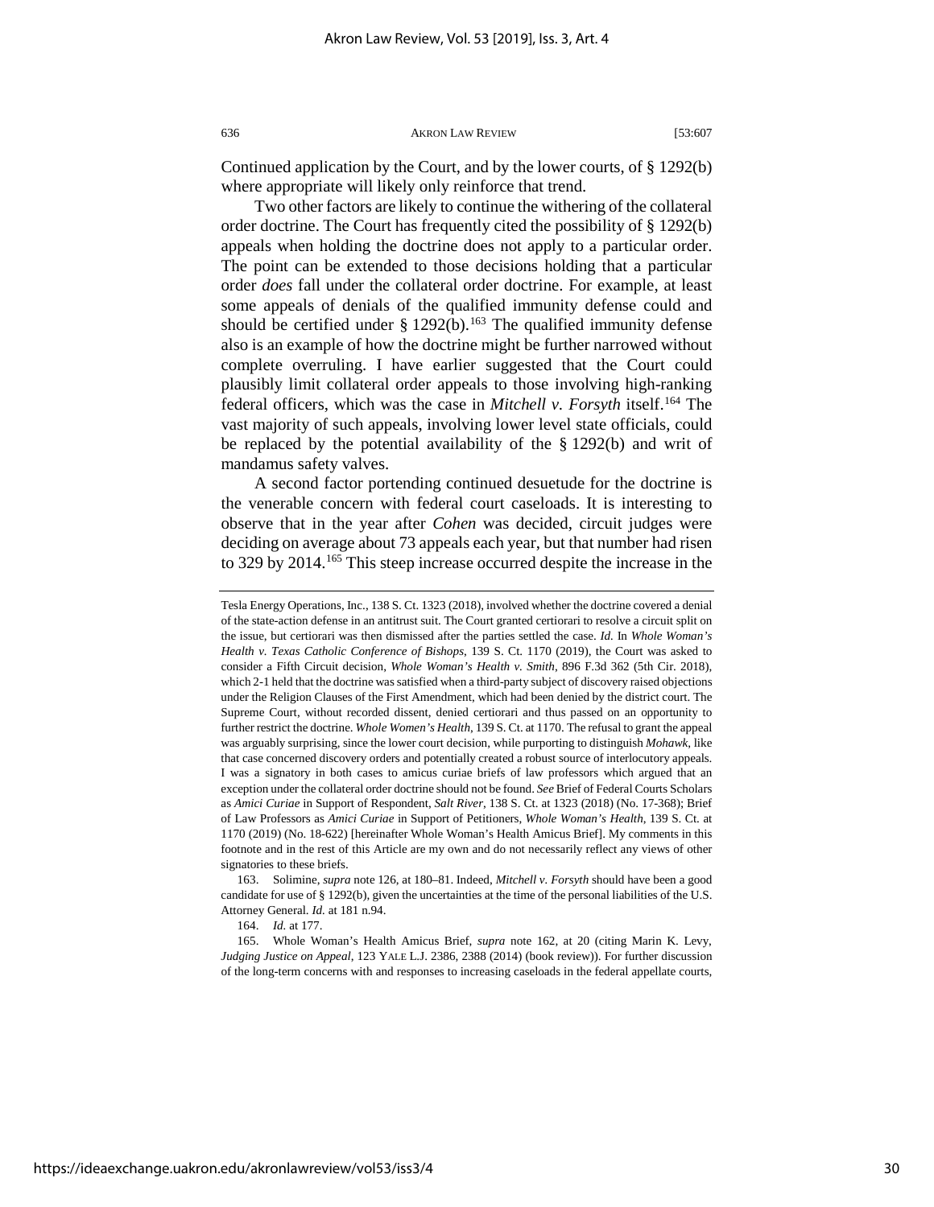Continued application by the Court, and by the lower courts, of § 1292(b) where appropriate will likely only reinforce that trend.

Two other factors are likely to continue the withering of the collateral order doctrine. The Court has frequently cited the possibility of § 1292(b) appeals when holding the doctrine does not apply to a particular order. The point can be extended to those decisions holding that a particular order *does* fall under the collateral order doctrine. For example, at least some appeals of denials of the qualified immunity defense could and should be certified under § 1292(b).[163] The qualified immunity defense also is an example of how the doctrine might be further narrowed without complete overruling. I have earlier suggested that the Court could plausibly limit collateral order appeals to those involving high-ranking federal officers, which was the case in *Mitchell v. Forsyth* itself.[164] The vast majority of such appeals, involving lower level state officials, could be replaced by the potential availability of the § 1292(b) and writ of mandamus safety valves.

A second factor portending continued desuetude for the doctrine is the venerable concern with federal court caseloads. It is interesting to observe that in the year after *Cohen* was decided, circuit judges were deciding on average about 73 appeals each year, but that number had risen to 329 by 2014.[165] This steep increase occurred despite the increase in the

---

Tesla Energy Operations, Inc., 138 S. Ct. 1323 (2018), involved whether the doctrine covered a denial of the state-action defense in an antitrust suit. The Court granted certiorari to resolve a circuit split on the issue, but certiorari was then dismissed after the parties settled the case. *Id.* In *Whole Woman's Health v. Texas Catholic Conference of Bishops*, 139 S. Ct. 1170 (2019), the Court was asked to consider a Fifth Circuit decision, *Whole Woman's Health v. Smith*, 896 F.3d 362 (5th Cir. 2018), which 2-1 held that the doctrine was satisfied when a third-party subject of discovery raised objections under the Religion Clauses of the First Amendment, which had been denied by the district court. The Supreme Court, without recorded dissent, denied certiorari and thus passed on an opportunity to further restrict the doctrine. *Whole Women's Health*, 139 S. Ct. at 1170. The refusal to grant the appeal was arguably surprising, since the lower court decision, while purporting to distinguish *Mohawk*, like that case concerned discovery orders and potentially created a robust source of interlocutory appeals. I was a signatory in both cases to amicus curiae briefs of law professors which argued that an exception under the collateral order doctrine should not be found. *See* Brief of Federal Courts Scholars as *Amici Curiae* in Support of Respondent, *Salt River*, 138 S. Ct. at 1323 (2018) (No. 17-368); Brief of Law Professors as *Amici Curiae* in Support of Petitioners, *Whole Woman's Health*, 139 S. Ct. at 1170 (2019) (No. 18-622) [hereinafter Whole Woman's Health Amicus Brief]. My comments in this footnote and in the rest of this Article are my own and do not necessarily reflect any views of other signatories to these briefs.

163. Solimine, *supra* note 126, at 180–81. Indeed, *Mitchell v. Forsyth* should have been a good candidate for use of § 1292(b), given the uncertainties at the time of the personal liabilities of the U.S. Attorney General. *Id.* at 181 n.94.

164. *Id.* at 177.

165. Whole Woman's Health Amicus Brief, *supra* note 162, at 20 (citing Marin K. Levy, *Judging Justice on Appeal*, 123 YALE L.J. 2386, 2388 (2014) (book review)). For further discussion of the long-term concerns with and responses to increasing caseloads in the federal appellate courts,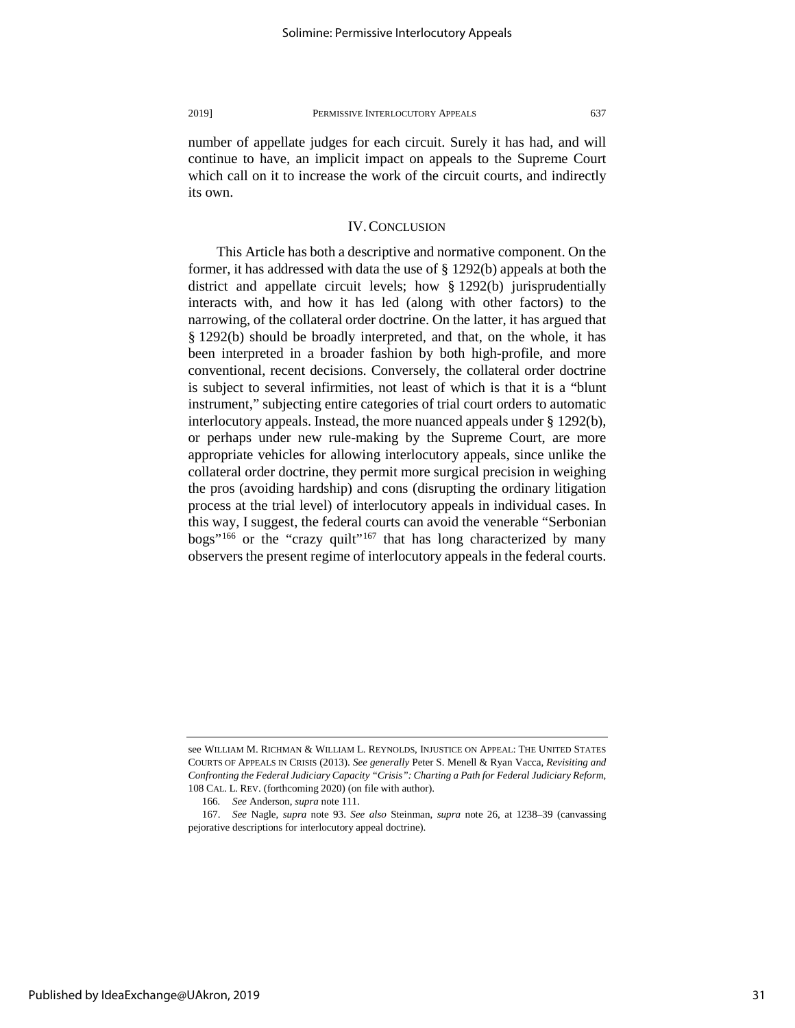number of appellate judges for each circuit. Surely it has had, and will continue to have, an implicit impact on appeals to the Supreme Court which call on it to increase the work of the circuit courts, and indirectly its own.

## IV. CONCLUSION

This Article has both a descriptive and normative component. On the former, it has addressed with data the use of § 1292(b) appeals at both the district and appellate circuit levels; how § 1292(b) jurisprudentially interacts with, and how it has led (along with other factors) to the narrowing, of the collateral order doctrine. On the latter, it has argued that § 1292(b) should be broadly interpreted, and that, on the whole, it has been interpreted in a broader fashion by both high-profile, and more conventional, recent decisions. Conversely, the collateral order doctrine is subject to several infirmities, not least of which is that it is a "blunt instrument," subjecting entire categories of trial court orders to automatic interlocutory appeals. Instead, the more nuanced appeals under § 1292(b), or perhaps under new rule-making by the Supreme Court, are more appropriate vehicles for allowing interlocutory appeals, since unlike the collateral order doctrine, they permit more surgical precision in weighing the pros (avoiding hardship) and cons (disrupting the ordinary litigation process at the trial level) of interlocutory appeals in individual cases. In this way, I suggest, the federal courts can avoid the venerable "Serbonian bogs"[166] or the "crazy quilt"[167] that has long characterized by many observers the present regime of interlocutory appeals in the federal courts.

---

see WILLIAM M. RICHMAN & WILLIAM L. REYNOLDS, INJUSTICE ON APPEAL: THE UNITED STATES COURTS OF APPEALS IN CRISIS (2013). *See generally* Peter S. Menell & Ryan Vacca, *Revisiting and Confronting the Federal Judiciary Capacity "Crisis": Charting a Path for Federal Judiciary Reform*, 108 CAL. L. REV. (forthcoming 2020) (on file with author).

166. *See* Anderson, *supra* note 111.

167. *See* Nagle, *supra* note 93. *See also* Steinman, *supra* note 26, at 1238–39 (canvassing pejorative descriptions for interlocutory appeal doctrine).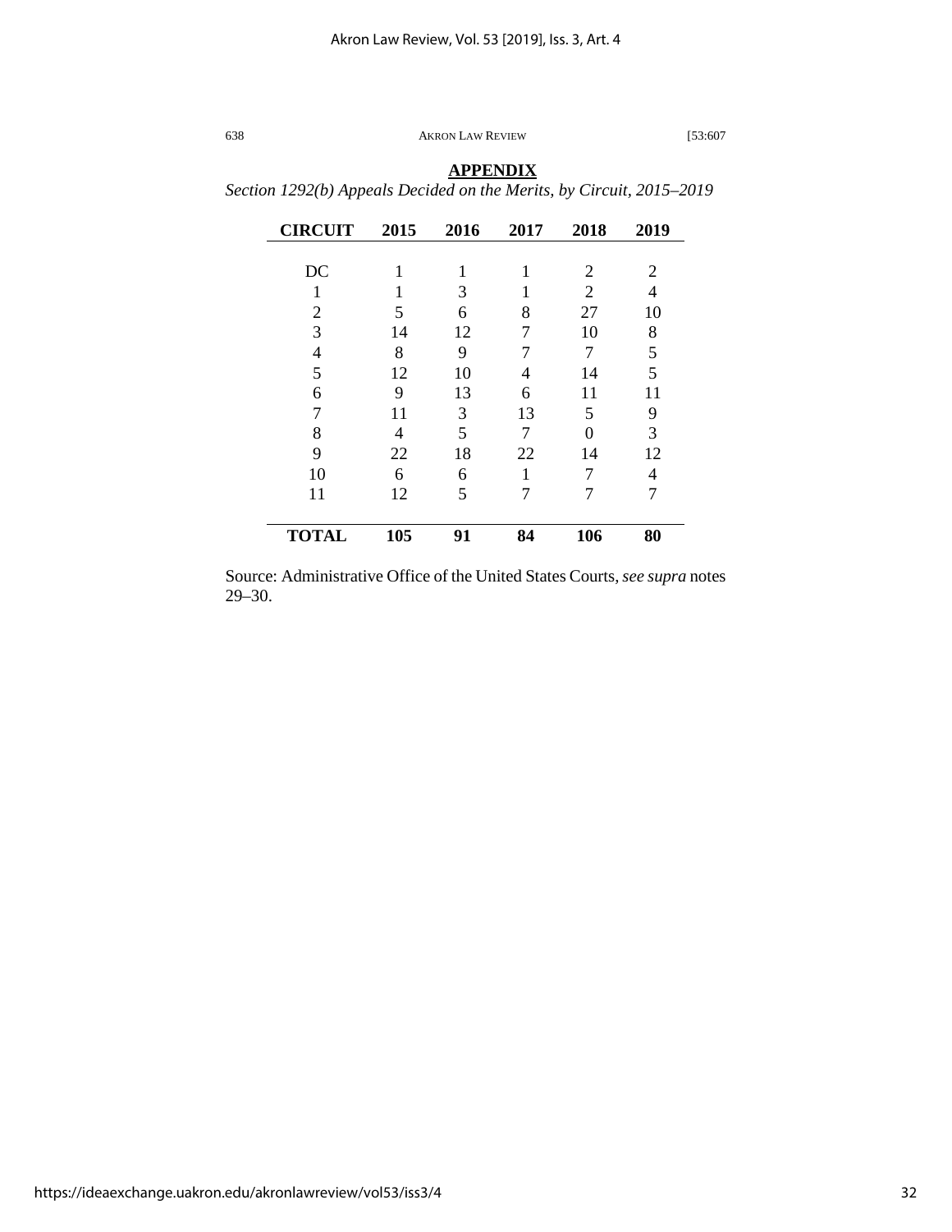## APPENDIX

*Section 1292(b) Appeals Decided on the Merits, by Circuit, 2015–2019*

| CIRCUIT | 2015 | 2016 | 2017 | 2018 | 2019 |
|---|---|---|---|---|---|
| DC | 1 | 1 | 1 | 2 | 2 |
| 1 | 1 | 3 | 1 | 2 | 4 |
| 2 | 5 | 6 | 8 | 27 | 10 |
| 3 | 14 | 12 | 7 | 10 | 8 |
| 4 | 8 | 9 | 7 | 7 | 5 |
| 5 | 12 | 10 | 4 | 14 | 5 |
| 6 | 9 | 13 | 6 | 11 | 11 |
| 7 | 11 | 3 | 13 | 5 | 9 |
| 8 | 4 | 5 | 7 | 0 | 3 |
| 9 | 22 | 18 | 22 | 14 | 12 |
| 10 | 6 | 6 | 1 | 7 | 4 |
| 11 | 12 | 5 | 7 | 7 | 7 |
| **TOTAL** | **105** | **91** | **84** | **106** | **80** |

Source: Administrative Office of the United States Courts, *see supra* notes 29–30.